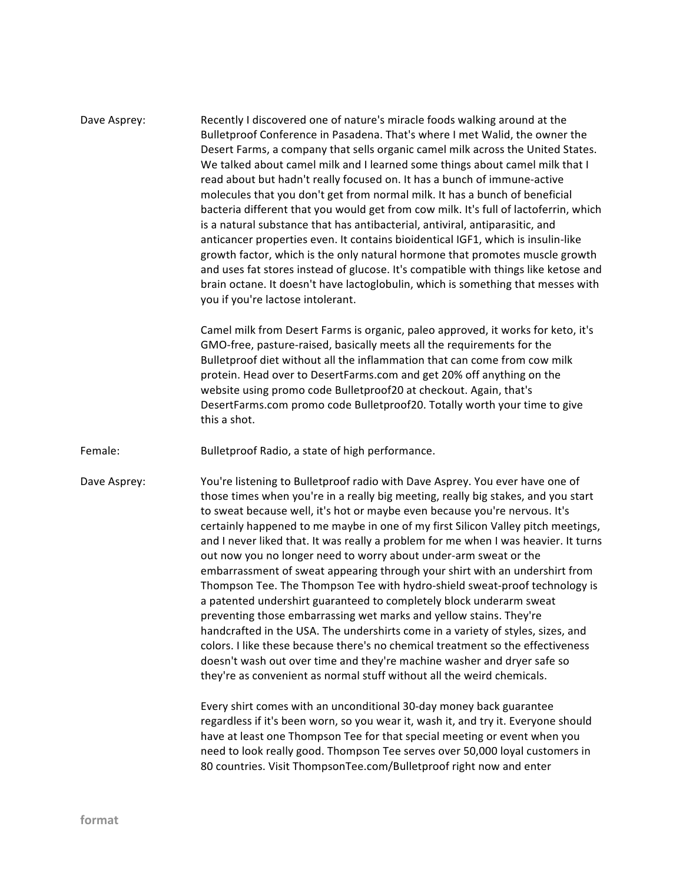Dave Asprey: Recently I discovered one of nature's miracle foods walking around at the Bulletproof Conference in Pasadena. That's where I met Walid, the owner the Desert Farms, a company that sells organic camel milk across the United States. We talked about camel milk and I learned some things about camel milk that I read about but hadn't really focused on. It has a bunch of immune-active molecules that you don't get from normal milk. It has a bunch of beneficial bacteria different that you would get from cow milk. It's full of lactoferrin, which is a natural substance that has antibacterial, antiviral, antiparasitic, and anticancer properties even. It contains bioidentical IGF1, which is insulin-like growth factor, which is the only natural hormone that promotes muscle growth and uses fat stores instead of glucose. It's compatible with things like ketose and brain octane. It doesn't have lactoglobulin, which is something that messes with you if you're lactose intolerant.

Camel milk from Desert Farms is organic, paleo approved, it works for keto, it's GMO-free, pasture-raised, basically meets all the requirements for the Bulletproof diet without all the inflammation that can come from cow milk protein. Head over to DesertFarms.com and get 20% off anything on the website using promo code Bulletproof20 at checkout. Again, that's DesertFarms.com promo code Bulletproof20. Totally worth your time to give this a shot.

Female: Bulletproof Radio, a state of high performance.

Dave Asprey: You're listening to Bulletproof radio with Dave Asprey. You ever have one of those times when you're in a really big meeting, really big stakes, and you start to sweat because well, it's hot or maybe even because you're nervous. It's certainly happened to me maybe in one of my first Silicon Valley pitch meetings, and I never liked that. It was really a problem for me when I was heavier. It turns out now you no longer need to worry about under-arm sweat or the embarrassment of sweat appearing through your shirt with an undershirt from Thompson Tee. The Thompson Tee with hydro-shield sweat-proof technology is a patented undershirt guaranteed to completely block underarm sweat preventing those embarrassing wet marks and yellow stains. They're handcrafted in the USA. The undershirts come in a variety of styles, sizes, and colors. I like these because there's no chemical treatment so the effectiveness doesn't wash out over time and they're machine washer and dryer safe so they're as convenient as normal stuff without all the weird chemicals.

Every shirt comes with an unconditional 30-day money back guarantee regardless if it's been worn, so you wear it, wash it, and try it. Everyone should have at least one Thompson Tee for that special meeting or event when you need to look really good. Thompson Tee serves over 50,000 loyal customers in 80 countries. Visit ThompsonTee.com/Bulletproof right now and enter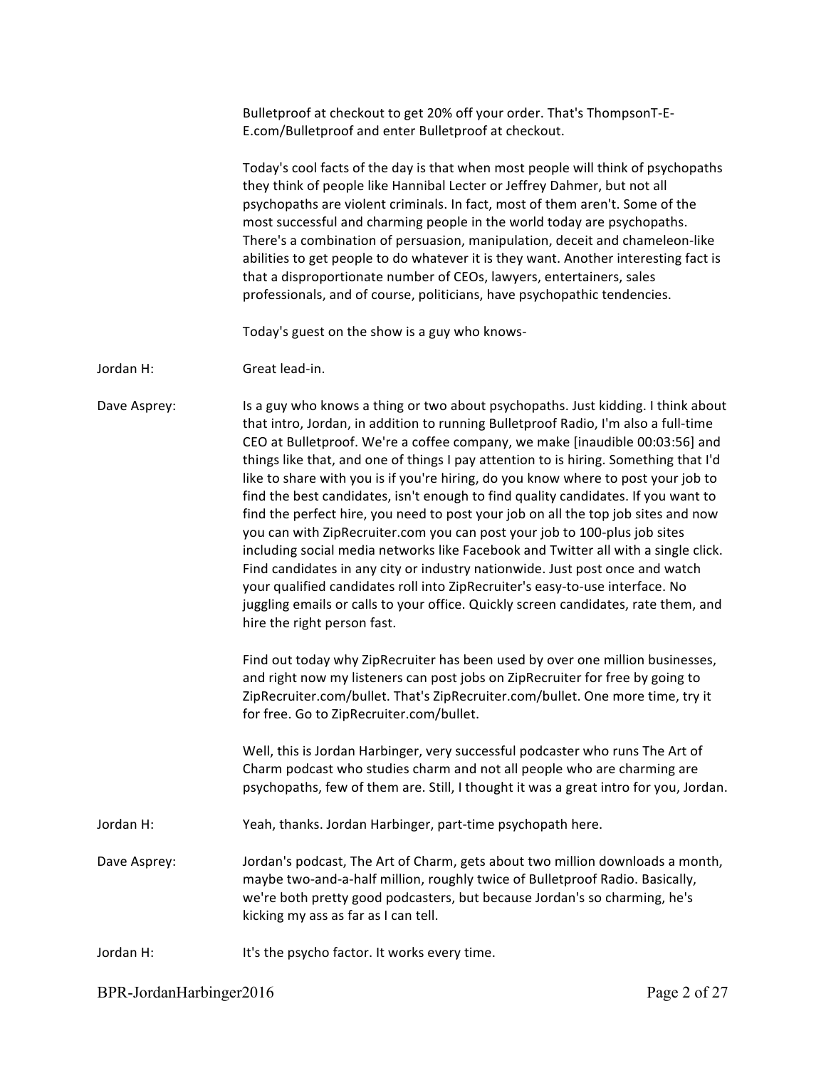Bulletproof at checkout to get 20% off your order. That's ThompsonT-E-E.com/Bulletproof and enter Bulletproof at checkout.

Today's cool facts of the day is that when most people will think of psychopaths they think of people like Hannibal Lecter or Jeffrey Dahmer, but not all psychopaths are violent criminals. In fact, most of them aren't. Some of the most successful and charming people in the world today are psychopaths. There's a combination of persuasion, manipulation, deceit and chameleon-like abilities to get people to do whatever it is they want. Another interesting fact is that a disproportionate number of CEOs, lawyers, entertainers, sales professionals, and of course, politicians, have psychopathic tendencies.

Today's guest on the show is a guy who knows-

**Jordan H:** Great lead-in.

**Dave Asprey:** Is a guy who knows a thing or two about psychopaths. Just kidding. I think about that intro, Jordan, in addition to running Bulletproof Radio, I'm also a full-time CEO at Bulletproof. We're a coffee company, we make [inaudible 00:03:56] and things like that, and one of things I pay attention to is hiring. Something that I'd like to share with you is if you're hiring, do you know where to post your job to find the best candidates, isn't enough to find quality candidates. If you want to find the perfect hire, you need to post your job on all the top job sites and now you can with ZipRecruiter.com you can post your job to 100-plus job sites including social media networks like Facebook and Twitter all with a single click. Find candidates in any city or industry nationwide. Just post once and watch your qualified candidates roll into ZipRecruiter's easy-to-use interface. No juggling emails or calls to your office. Quickly screen candidates, rate them, and hire the right person fast.

Find out today why ZipRecruiter has been used by over one million businesses, and right now my listeners can post jobs on ZipRecruiter for free by going to ZipRecruiter.com/bullet. That's ZipRecruiter.com/bullet. One more time, try it for free. Go to ZipRecruiter.com/bullet.

Well, this is Jordan Harbinger, very successful podcaster who runs The Art of Charm podcast who studies charm and not all people who are charming are psychopaths, few of them are. Still, I thought it was a great intro for you, Jordan.

**Jordan H:** Yeah, thanks. Jordan Harbinger, part-time psychopath here.

**Dave Asprey:** Jordan's podcast, The Art of Charm, gets about two million downloads a month, maybe two-and-a-half million, roughly twice of Bulletproof Radio. Basically, we're both pretty good podcasters, but because Jordan's so charming, he's kicking my ass as far as I can tell.

**Jordan H:** It's the psycho factor. It works every time.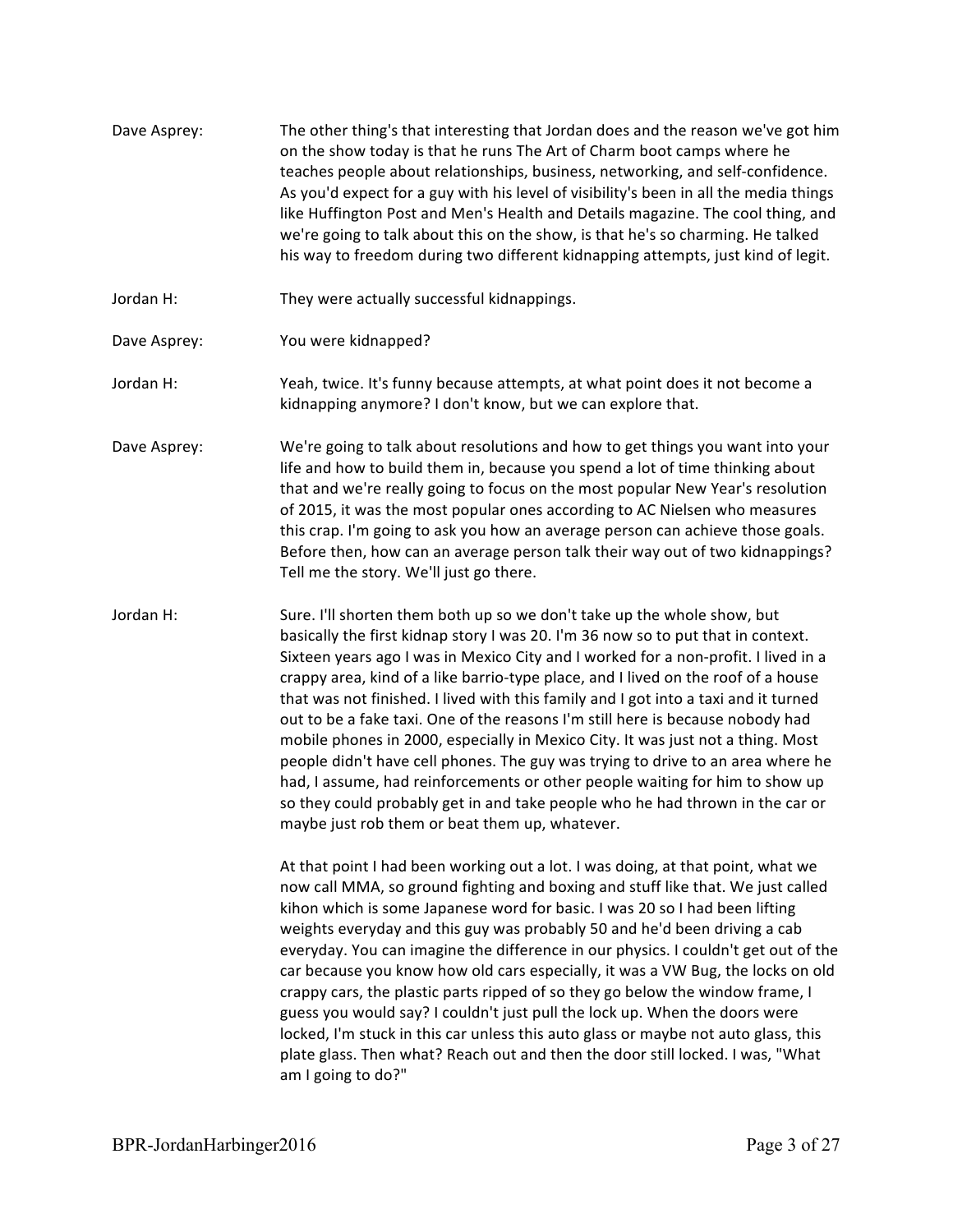**Dave Asprey:** The other thing's that interesting that Jordan does and the reason we've got him on the show today is that he runs The Art of Charm boot camps where he teaches people about relationships, business, networking, and self-confidence. As you'd expect for a guy with his level of visibility's been in all the media things like Huffington Post and Men's Health and Details magazine. The cool thing, and we're going to talk about this on the show, is that he's so charming. He talked his way to freedom during two different kidnapping attempts, just kind of legit.

**Jordan H:** They were actually successful kidnappings.

**Dave Asprey:** You were kidnapped?

**Jordan H:** Yeah, twice. It's funny because attempts, at what point does it not become a kidnapping anymore? I don't know, but we can explore that.

**Dave Asprey:** We're going to talk about resolutions and how to get things you want into your life and how to build them in, because you spend a lot of time thinking about that and we're really going to focus on the most popular New Year's resolution of 2015, it was the most popular ones according to AC Nielsen who measures this crap. I'm going to ask you how an average person can achieve those goals. Before then, how can an average person talk their way out of two kidnappings? Tell me the story. We'll just go there.

**Jordan H:** Sure. I'll shorten them both up so we don't take up the whole show, but basically the first kidnap story I was 20. I'm 36 now so to put that in context. Sixteen years ago I was in Mexico City and I worked for a non-profit. I lived in a crappy area, kind of a like barrio-type place, and I lived on the roof of a house that was not finished. I lived with this family and I got into a taxi and it turned out to be a fake taxi. One of the reasons I'm still here is because nobody had mobile phones in 2000, especially in Mexico City. It was just not a thing. Most people didn't have cell phones. The guy was trying to drive to an area where he had, I assume, had reinforcements or other people waiting for him to show up so they could probably get in and take people who he had thrown in the car or maybe just rob them or beat them up, whatever.

At that point I had been working out a lot. I was doing, at that point, what we now call MMA, so ground fighting and boxing and stuff like that. We just called kihon which is some Japanese word for basic. I was 20 so I had been lifting weights everyday and this guy was probably 50 and he'd been driving a cab everyday. You can imagine the difference in our physics. I couldn't get out of the car because you know how old cars especially, it was a VW Bug, the locks on old crappy cars, the plastic parts ripped of so they go below the window frame, I guess you would say? I couldn't just pull the lock up. When the doors were locked, I'm stuck in this car unless this auto glass or maybe not auto glass, this plate glass. Then what? Reach out and then the door still locked. I was, "What am I going to do?"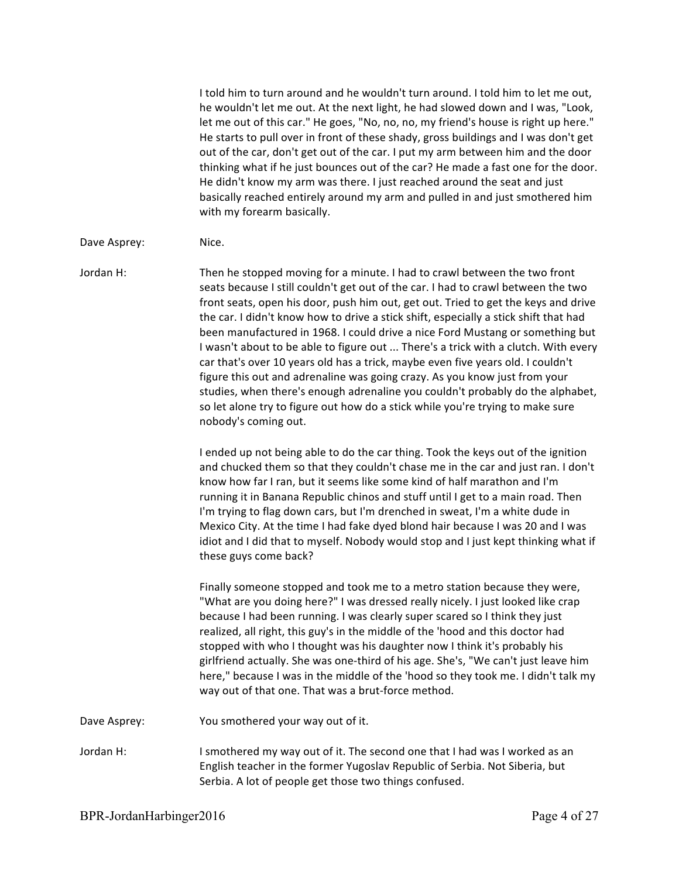I told him to turn around and he wouldn't turn around. I told him to let me out, he wouldn't let me out. At the next light, he had slowed down and I was, "Look, let me out of this car." He goes, "No, no, no, my friend's house is right up here." He starts to pull over in front of these shady, gross buildings and I was don't get out of the car, don't get out of the car. I put my arm between him and the door thinking what if he just bounces out of the car? He made a fast one for the door. He didn't know my arm was there. I just reached around the seat and just basically reached entirely around my arm and pulled in and just smothered him with my forearm basically.

Dave Asprey: Nice.

Jordan H: Then he stopped moving for a minute. I had to crawl between the two front seats because I still couldn't get out of the car. I had to crawl between the two front seats, open his door, push him out, get out. Tried to get the keys and drive the car. I didn't know how to drive a stick shift, especially a stick shift that had been manufactured in 1968. I could drive a nice Ford Mustang or something but I wasn't about to be able to figure out ... There's a trick with a clutch. With every car that's over 10 years old has a trick, maybe even five years old. I couldn't figure this out and adrenaline was going crazy. As you know just from your studies, when there's enough adrenaline you couldn't probably do the alphabet, so let alone try to figure out how do a stick while you're trying to make sure nobody's coming out.

I ended up not being able to do the car thing. Took the keys out of the ignition and chucked them so that they couldn't chase me in the car and just ran. I don't know how far I ran, but it seems like some kind of half marathon and I'm running it in Banana Republic chinos and stuff until I get to a main road. Then I'm trying to flag down cars, but I'm drenched in sweat, I'm a white dude in Mexico City. At the time I had fake dyed blond hair because I was 20 and I was idiot and I did that to myself. Nobody would stop and I just kept thinking what if these guys come back?

Finally someone stopped and took me to a metro station because they were, "What are you doing here?" I was dressed really nicely. I just looked like crap because I had been running. I was clearly super scared so I think they just realized, all right, this guy's in the middle of the 'hood and this doctor had stopped with who I thought was his daughter now I think it's probably his girlfriend actually. She was one-third of his age. She's, "We can't just leave him here," because I was in the middle of the 'hood so they took me. I didn't talk my way out of that one. That was a brut-force method.

Dave Asprey: You smothered your way out of it.

Jordan H: I smothered my way out of it. The second one that I had was I worked as an English teacher in the former Yugoslav Republic of Serbia. Not Siberia, but Serbia. A lot of people get those two things confused.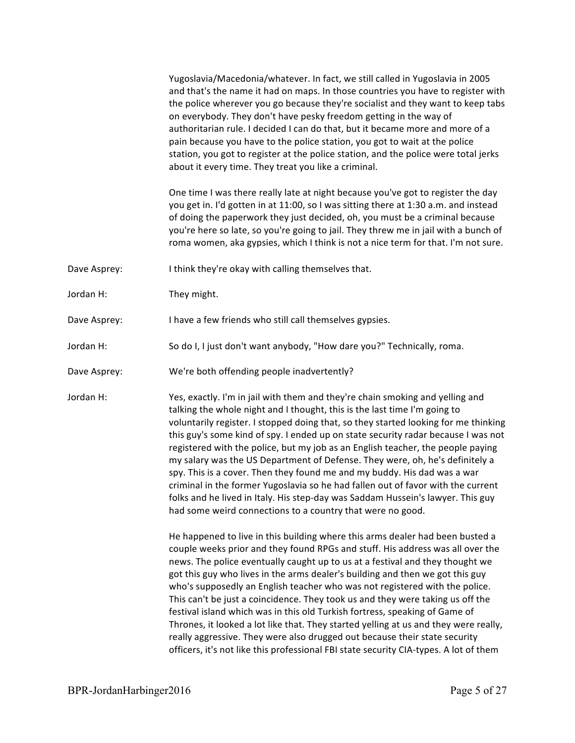Yugoslavia/Macedonia/whatever. In fact, we still called in Yugoslavia in 2005 and that's the name it had on maps. In those countries you have to register with the police wherever you go because they're socialist and they want to keep tabs on everybody. They don't have pesky freedom getting in the way of authoritarian rule. I decided I can do that, but it became more and more of a pain because you have to the police station, you got to wait at the police station, you got to register at the police station, and the police were total jerks about it every time. They treat you like a criminal.

One time I was there really late at night because you've got to register the day you get in. I'd gotten in at 11:00, so I was sitting there at 1:30 a.m. and instead of doing the paperwork they just decided, oh, you must be a criminal because you're here so late, so you're going to jail. They threw me in jail with a bunch of roma women, aka gypsies, which I think is not a nice term for that. I'm not sure.

**Dave Asprey:** I think they're okay with calling themselves that.

**Jordan H:** They might.

**Dave Asprey:** I have a few friends who still call themselves gypsies.

**Jordan H:** So do I, I just don't want anybody, "How dare you?" Technically, roma.

**Dave Asprey:** We're both offending people inadvertently?

**Jordan H:** Yes, exactly. I'm in jail with them and they're chain smoking and yelling and talking the whole night and I thought, this is the last time I'm going to voluntarily register. I stopped doing that, so they started looking for me thinking this guy's some kind of spy. I ended up on state security radar because I was not registered with the police, but my job as an English teacher, the people paying my salary was the US Department of Defense. They were, oh, he's definitely a spy. This is a cover. Then they found me and my buddy. His dad was a war criminal in the former Yugoslavia so he had fallen out of favor with the current folks and he lived in Italy. His step-day was Saddam Hussein's lawyer. This guy had some weird connections to a country that were no good.

He happened to live in this building where this arms dealer had been busted a couple weeks prior and they found RPGs and stuff. His address was all over the news. The police eventually caught up to us at a festival and they thought we got this guy who lives in the arms dealer's building and then we got this guy who's supposedly an English teacher who was not registered with the police. This can't be just a coincidence. They took us and they were taking us off the festival island which was in this old Turkish fortress, speaking of Game of Thrones, it looked a lot like that. They started yelling at us and they were really, really aggressive. They were also drugged out because their state security officers, it's not like this professional FBI state security CIA-types. A lot of them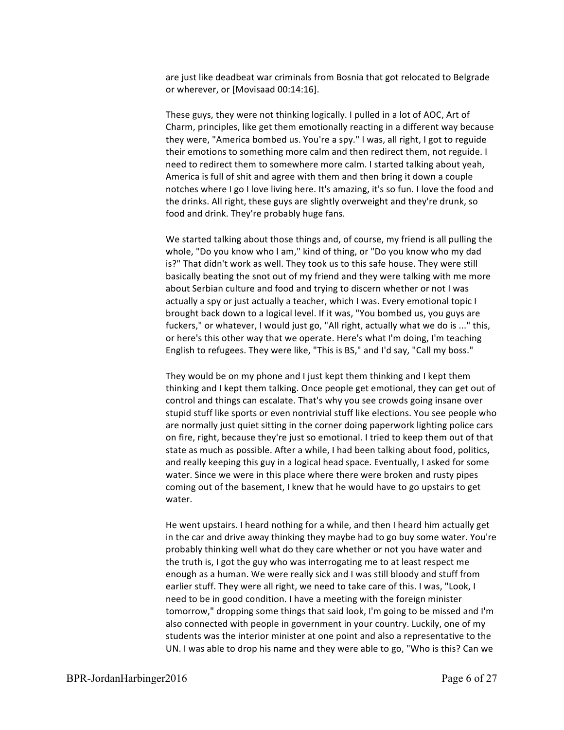are just like deadbeat war criminals from Bosnia that got relocated to Belgrade or wherever, or [Movisaad 00:14:16].

These guys, they were not thinking logically. I pulled in a lot of AOC, Art of Charm, principles, like get them emotionally reacting in a different way because they were, "America bombed us. You're a spy." I was, all right, I got to reguide their emotions to something more calm and then redirect them, not reguide. I need to redirect them to somewhere more calm. I started talking about yeah, America is full of shit and agree with them and then bring it down a couple notches where I go I love living here. It's amazing, it's so fun. I love the food and the drinks. All right, these guys are slightly overweight and they're drunk, so food and drink. They're probably huge fans.

We started talking about those things and, of course, my friend is all pulling the whole, "Do you know who I am," kind of thing, or "Do you know who my dad is?" That didn't work as well. They took us to this safe house. They were still basically beating the snot out of my friend and they were talking with me more about Serbian culture and food and trying to discern whether or not I was actually a spy or just actually a teacher, which I was. Every emotional topic I brought back down to a logical level. If it was, "You bombed us, you guys are fuckers," or whatever, I would just go, "All right, actually what we do is ..." this, or here's this other way that we operate. Here's what I'm doing, I'm teaching English to refugees. They were like, "This is BS," and I'd say, "Call my boss."

They would be on my phone and I just kept them thinking and I kept them thinking and I kept them talking. Once people get emotional, they can get out of control and things can escalate. That's why you see crowds going insane over stupid stuff like sports or even nontrivial stuff like elections. You see people who are normally just quiet sitting in the corner doing paperwork lighting police cars on fire, right, because they're just so emotional. I tried to keep them out of that state as much as possible. After a while, I had been talking about food, politics, and really keeping this guy in a logical head space. Eventually, I asked for some water. Since we were in this place where there were broken and rusty pipes coming out of the basement, I knew that he would have to go upstairs to get water.

He went upstairs. I heard nothing for a while, and then I heard him actually get in the car and drive away thinking they maybe had to go buy some water. You're probably thinking well what do they care whether or not you have water and the truth is, I got the guy who was interrogating me to at least respect me enough as a human. We were really sick and I was still bloody and stuff from earlier stuff. They were all right, we need to take care of this. I was, "Look, I need to be in good condition. I have a meeting with the foreign minister tomorrow," dropping some things that said look, I'm going to be missed and I'm also connected with people in government in your country. Luckily, one of my students was the interior minister at one point and also a representative to the UN. I was able to drop his name and they were able to go, "Who is this? Can we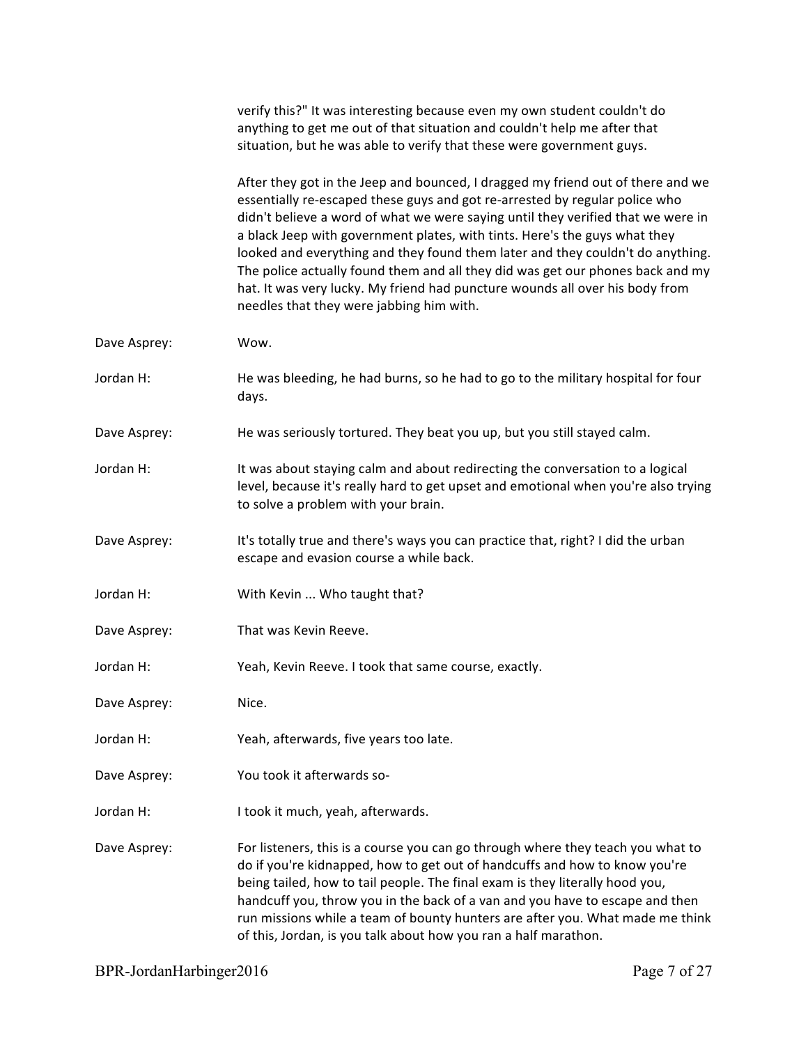verify this?" It was interesting because even my own student couldn't do anything to get me out of that situation and couldn't help me after that situation, but he was able to verify that these were government guys.

After they got in the Jeep and bounced, I dragged my friend out of there and we essentially re-escaped these guys and got re-arrested by regular police who didn't believe a word of what we were saying until they verified that we were in a black Jeep with government plates, with tints. Here's the guys what they looked and everything and they found them later and they couldn't do anything. The police actually found them and all they did was get our phones back and my hat. It was very lucky. My friend had puncture wounds all over his body from needles that they were jabbing him with.

**Dave Asprey:** Wow.

**Jordan H:** He was bleeding, he had burns, so he had to go to the military hospital for four days.

**Dave Asprey:** He was seriously tortured. They beat you up, but you still stayed calm.

**Jordan H:** It was about staying calm and about redirecting the conversation to a logical level, because it's really hard to get upset and emotional when you're also trying to solve a problem with your brain.

**Dave Asprey:** It's totally true and there's ways you can practice that, right? I did the urban escape and evasion course a while back.

**Jordan H:** With Kevin ... Who taught that?

**Dave Asprey:** That was Kevin Reeve.

**Jordan H:** Yeah, Kevin Reeve. I took that same course, exactly.

**Dave Asprey:** Nice.

**Jordan H:** Yeah, afterwards, five years too late.

**Dave Asprey:** You took it afterwards so-

**Jordan H:** I took it much, yeah, afterwards.

**Dave Asprey:** For listeners, this is a course you can go through where they teach you what to do if you're kidnapped, how to get out of handcuffs and how to know you're being tailed, how to tail people. The final exam is they literally hood you, handcuff you, throw you in the back of a van and you have to escape and then run missions while a team of bounty hunters are after you. What made me think of this, Jordan, is you talk about how you ran a half marathon.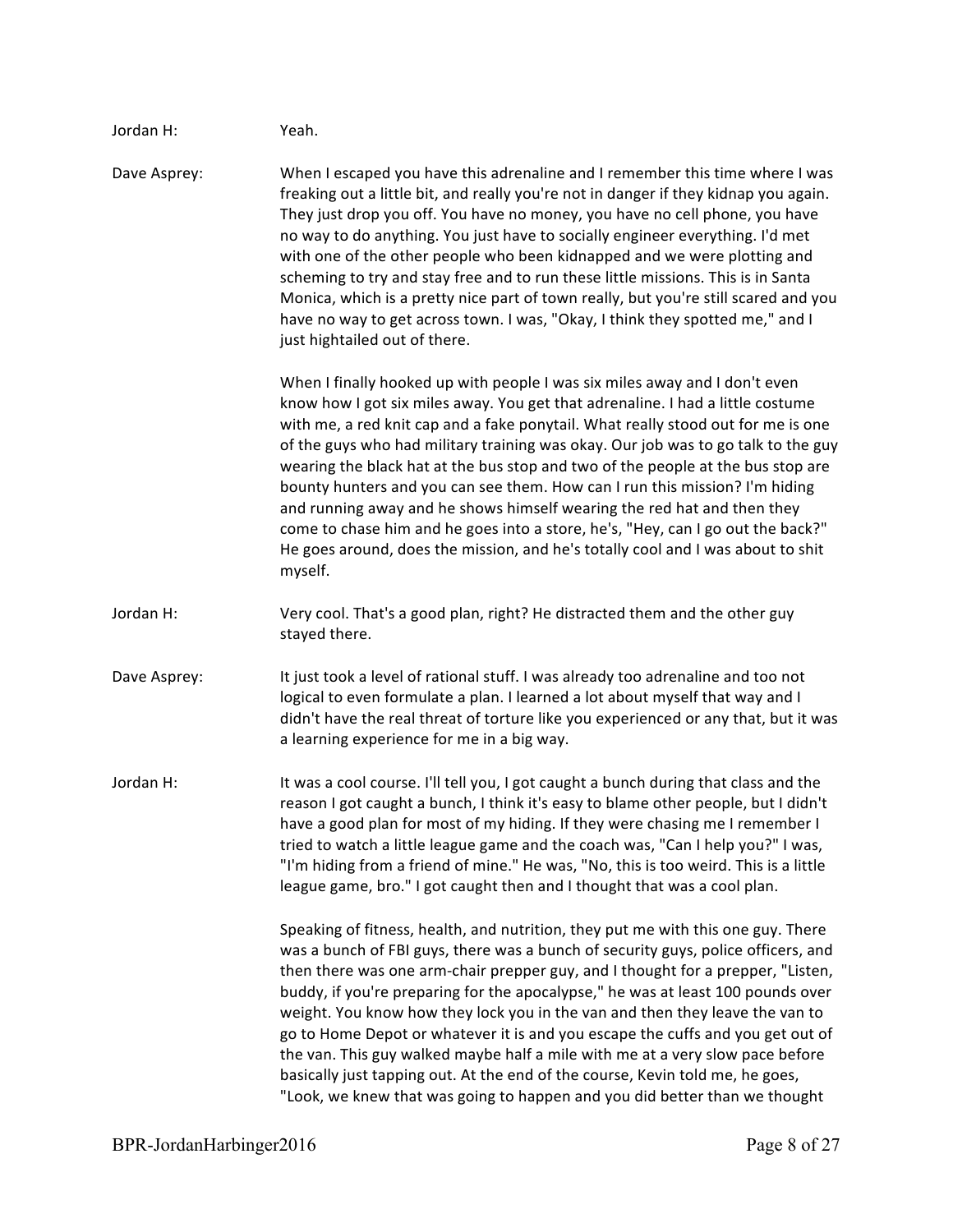Jordan H: Yeah.

Dave Asprey: When I escaped you have this adrenaline and I remember this time where I was freaking out a little bit, and really you're not in danger if they kidnap you again. They just drop you off. You have no money, you have no cell phone, you have no way to do anything. You just have to socially engineer everything. I'd met with one of the other people who been kidnapped and we were plotting and scheming to try and stay free and to run these little missions. This is in Santa Monica, which is a pretty nice part of town really, but you're still scared and you have no way to get across town. I was, "Okay, I think they spotted me," and I just hightailed out of there.

When I finally hooked up with people I was six miles away and I don't even know how I got six miles away. You get that adrenaline. I had a little costume with me, a red knit cap and a fake ponytail. What really stood out for me is one of the guys who had military training was okay. Our job was to go talk to the guy wearing the black hat at the bus stop and two of the people at the bus stop are bounty hunters and you can see them. How can I run this mission? I'm hiding and running away and he shows himself wearing the red hat and then they come to chase him and he goes into a store, he's, "Hey, can I go out the back?" He goes around, does the mission, and he's totally cool and I was about to shit myself.

Jordan H: Very cool. That's a good plan, right? He distracted them and the other guy stayed there.

Dave Asprey: It just took a level of rational stuff. I was already too adrenaline and too not logical to even formulate a plan. I learned a lot about myself that way and I didn't have the real threat of torture like you experienced or any that, but it was a learning experience for me in a big way.

Jordan H: It was a cool course. I'll tell you, I got caught a bunch during that class and the reason I got caught a bunch, I think it's easy to blame other people, but I didn't have a good plan for most of my hiding. If they were chasing me I remember I tried to watch a little league game and the coach was, "Can I help you?" I was, "I'm hiding from a friend of mine." He was, "No, this is too weird. This is a little league game, bro." I got caught then and I thought that was a cool plan.

Speaking of fitness, health, and nutrition, they put me with this one guy. There was a bunch of FBI guys, there was a bunch of security guys, police officers, and then there was one arm-chair prepper guy, and I thought for a prepper, "Listen, buddy, if you're preparing for the apocalypse," he was at least 100 pounds over weight. You know how they lock you in the van and then they leave the van to go to Home Depot or whatever it is and you escape the cuffs and you get out of the van. This guy walked maybe half a mile with me at a very slow pace before basically just tapping out. At the end of the course, Kevin told me, he goes, "Look, we knew that was going to happen and you did better than we thought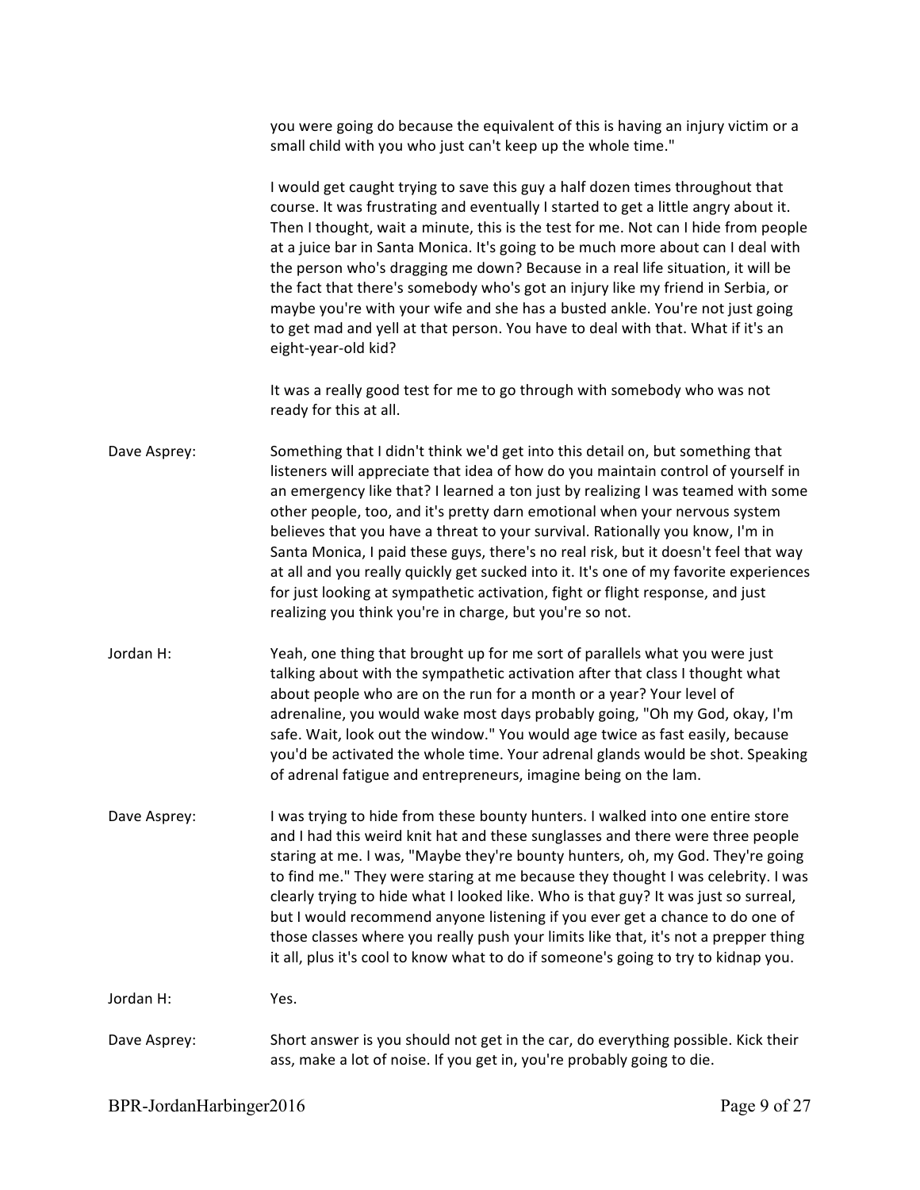you were going do because the equivalent of this is having an injury victim or a small child with you who just can't keep up the whole time."

I would get caught trying to save this guy a half dozen times throughout that course. It was frustrating and eventually I started to get a little angry about it. Then I thought, wait a minute, this is the test for me. Not can I hide from people at a juice bar in Santa Monica. It's going to be much more about can I deal with the person who's dragging me down? Because in a real life situation, it will be the fact that there's somebody who's got an injury like my friend in Serbia, or maybe you're with your wife and she has a busted ankle. You're not just going to get mad and yell at that person. You have to deal with that. What if it's an eight-year-old kid?

It was a really good test for me to go through with somebody who was not ready for this at all.

**Dave Asprey:** Something that I didn't think we'd get into this detail on, but something that listeners will appreciate that idea of how do you maintain control of yourself in an emergency like that? I learned a ton just by realizing I was teamed with some other people, too, and it's pretty darn emotional when your nervous system believes that you have a threat to your survival. Rationally you know, I'm in Santa Monica, I paid these guys, there's no real risk, but it doesn't feel that way at all and you really quickly get sucked into it. It's one of my favorite experiences for just looking at sympathetic activation, fight or flight response, and just realizing you think you're in charge, but you're so not.

**Jordan H:** Yeah, one thing that brought up for me sort of parallels what you were just talking about with the sympathetic activation after that class I thought what about people who are on the run for a month or a year? Your level of adrenaline, you would wake most days probably going, "Oh my God, okay, I'm safe. Wait, look out the window." You would age twice as fast easily, because you'd be activated the whole time. Your adrenal glands would be shot. Speaking of adrenal fatigue and entrepreneurs, imagine being on the lam.

**Dave Asprey:** I was trying to hide from these bounty hunters. I walked into one entire store and I had this weird knit hat and these sunglasses and there were three people staring at me. I was, "Maybe they're bounty hunters, oh, my God. They're going to find me." They were staring at me because they thought I was celebrity. I was clearly trying to hide what I looked like. Who is that guy? It was just so surreal, but I would recommend anyone listening if you ever get a chance to do one of those classes where you really push your limits like that, it's not a prepper thing it all, plus it's cool to know what to do if someone's going to try to kidnap you.

**Jordan H:** Yes.

**Dave Asprey:** Short answer is you should not get in the car, do everything possible. Kick their ass, make a lot of noise. If you get in, you're probably going to die.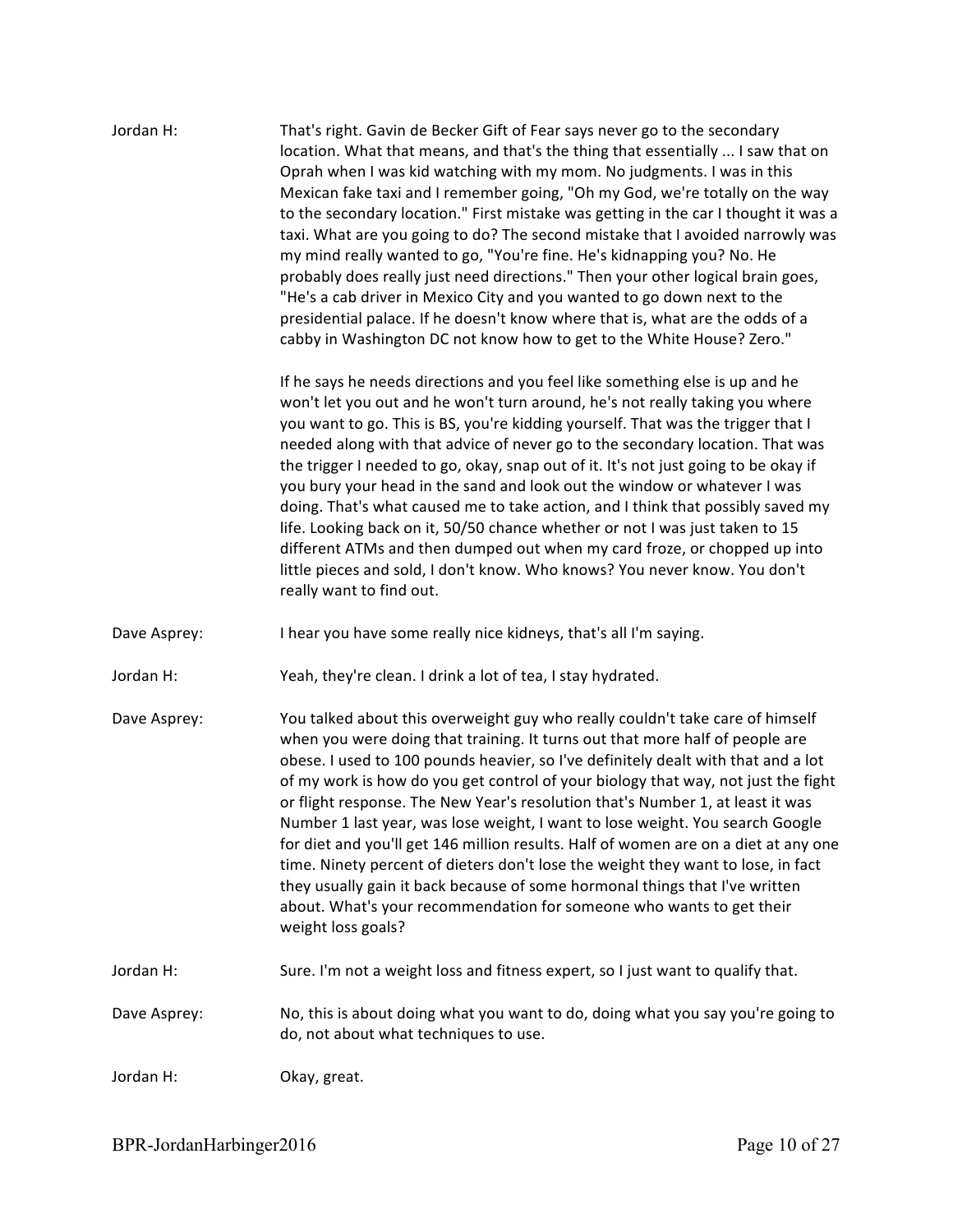Jordan H: That's right. Gavin de Becker Gift of Fear says never go to the secondary location. What that means, and that's the thing that essentially ... I saw that on Oprah when I was kid watching with my mom. No judgments. I was in this Mexican fake taxi and I remember going, "Oh my God, we're totally on the way to the secondary location." First mistake was getting in the car I thought it was a taxi. What are you going to do? The second mistake that I avoided narrowly was my mind really wanted to go, "You're fine. He's kidnapping you? No. He probably does really just need directions." Then your other logical brain goes, "He's a cab driver in Mexico City and you wanted to go down next to the presidential palace. If he doesn't know where that is, what are the odds of a cabby in Washington DC not know how to get to the White House? Zero."

If he says he needs directions and you feel like something else is up and he won't let you out and he won't turn around, he's not really taking you where you want to go. This is BS, you're kidding yourself. That was the trigger that I needed along with that advice of never go to the secondary location. That was the trigger I needed to go, okay, snap out of it. It's not just going to be okay if you bury your head in the sand and look out the window or whatever I was doing. That's what caused me to take action, and I think that possibly saved my life. Looking back on it, 50/50 chance whether or not I was just taken to 15 different ATMs and then dumped out when my card froze, or chopped up into little pieces and sold, I don't know. Who knows? You never know. You don't really want to find out.

Dave Asprey: I hear you have some really nice kidneys, that's all I'm saying.

Jordan H: Yeah, they're clean. I drink a lot of tea, I stay hydrated.

Dave Asprey: You talked about this overweight guy who really couldn't take care of himself when you were doing that training. It turns out that more half of people are obese. I used to 100 pounds heavier, so I've definitely dealt with that and a lot of my work is how do you get control of your biology that way, not just the fight or flight response. The New Year's resolution that's Number 1, at least it was Number 1 last year, was lose weight, I want to lose weight. You search Google for diet and you'll get 146 million results. Half of women are on a diet at any one time. Ninety percent of dieters don't lose the weight they want to lose, in fact they usually gain it back because of some hormonal things that I've written about. What's your recommendation for someone who wants to get their weight loss goals?

Jordan H: Sure. I'm not a weight loss and fitness expert, so I just want to qualify that.

Dave Asprey: No, this is about doing what you want to do, doing what you say you're going to do, not about what techniques to use.

Jordan H: Okay, great.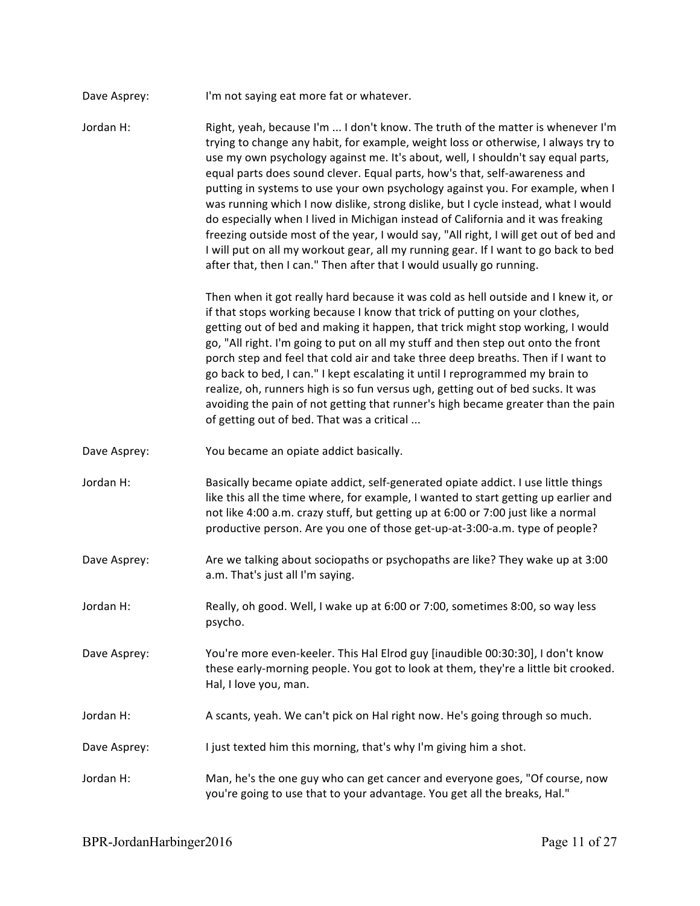**Dave Asprey:** I'm not saying eat more fat or whatever.

**Jordan H:** Right, yeah, because I'm ... I don't know. The truth of the matter is whenever I'm trying to change any habit, for example, weight loss or otherwise, I always try to use my own psychology against me. It's about, well, I shouldn't say equal parts, equal parts does sound clever. Equal parts, how's that, self-awareness and putting in systems to use your own psychology against you. For example, when I was running which I now dislike, strong dislike, but I cycle instead, what I would do especially when I lived in Michigan instead of California and it was freaking freezing outside most of the year, I would say, "All right, I will get out of bed and I will put on all my workout gear, all my running gear. If I want to go back to bed after that, then I can." Then after that I would usually go running.

Then when it got really hard because it was cold as hell outside and I knew it, or if that stops working because I know that trick of putting on your clothes, getting out of bed and making it happen, that trick might stop working, I would go, "All right. I'm going to put on all my stuff and then step out onto the front porch step and feel that cold air and take three deep breaths. Then if I want to go back to bed, I can." I kept escalating it until I reprogrammed my brain to realize, oh, runners high is so fun versus ugh, getting out of bed sucks. It was avoiding the pain of not getting that runner's high became greater than the pain of getting out of bed. That was a critical ...

**Dave Asprey:** You became an opiate addict basically.

**Jordan H:** Basically became opiate addict, self-generated opiate addict. I use little things like this all the time where, for example, I wanted to start getting up earlier and not like 4:00 a.m. crazy stuff, but getting up at 6:00 or 7:00 just like a normal productive person. Are you one of those get-up-at-3:00-a.m. type of people?

**Dave Asprey:** Are we talking about sociopaths or psychopaths are like? They wake up at 3:00 a.m. That's just all I'm saying.

**Jordan H:** Really, oh good. Well, I wake up at 6:00 or 7:00, sometimes 8:00, so way less psycho.

**Dave Asprey:** You're more even-keeler. This Hal Elrod guy [inaudible 00:30:30], I don't know these early-morning people. You got to look at them, they're a little bit crooked. Hal, I love you, man.

**Jordan H:** A scants, yeah. We can't pick on Hal right now. He's going through so much.

**Dave Asprey:** I just texted him this morning, that's why I'm giving him a shot.

**Jordan H:** Man, he's the one guy who can get cancer and everyone goes, "Of course, now you're going to use that to your advantage. You get all the breaks, Hal."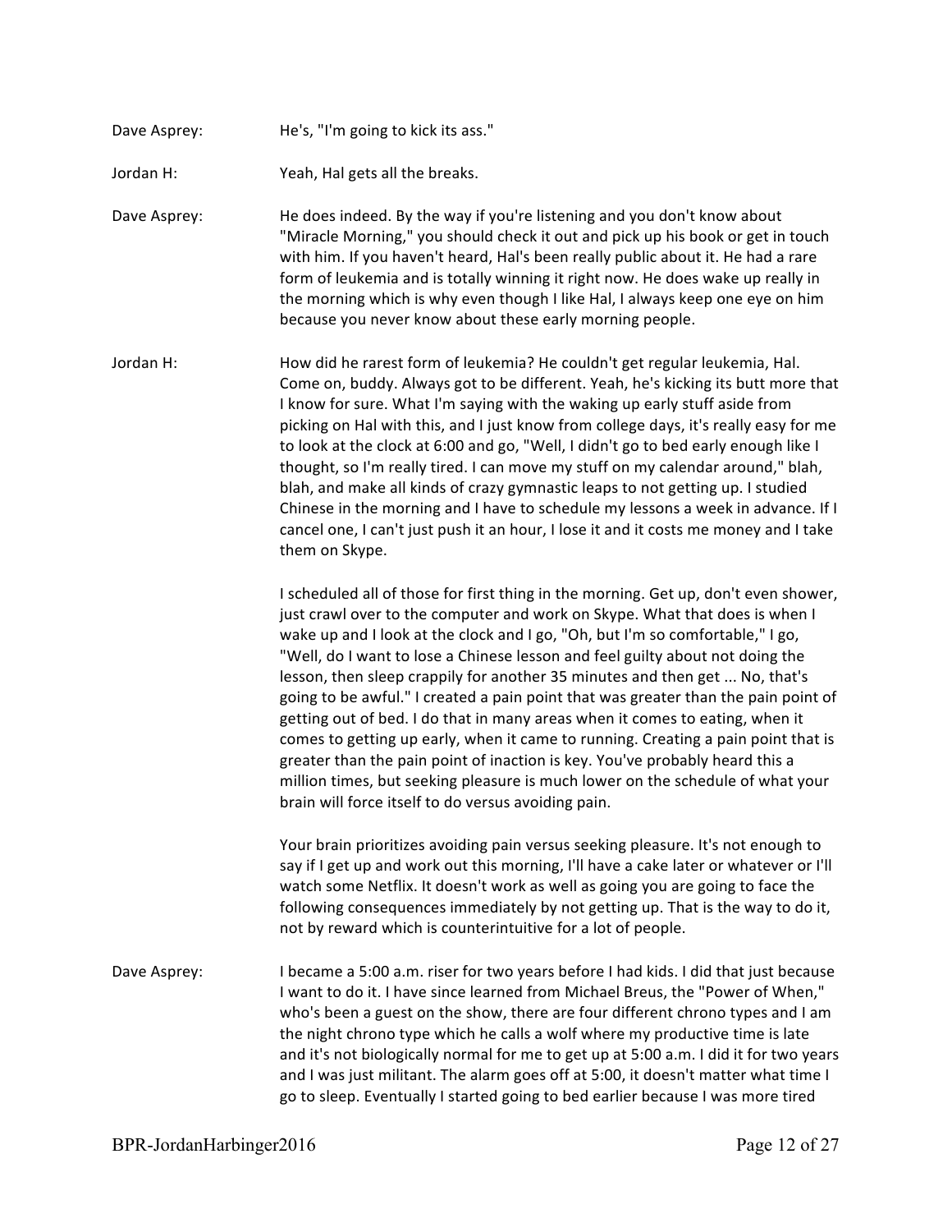Dave Asprey: He's, "I'm going to kick its ass."

Jordan H: Yeah, Hal gets all the breaks.

Dave Asprey: He does indeed. By the way if you're listening and you don't know about "Miracle Morning," you should check it out and pick up his book or get in touch with him. If you haven't heard, Hal's been really public about it. He had a rare form of leukemia and is totally winning it right now. He does wake up really in the morning which is why even though I like Hal, I always keep one eye on him because you never know about these early morning people.

Jordan H: How did he rarest form of leukemia? He couldn't get regular leukemia, Hal. Come on, buddy. Always got to be different. Yeah, he's kicking its butt more that I know for sure. What I'm saying with the waking up early stuff aside from picking on Hal with this, and I just know from college days, it's really easy for me to look at the clock at 6:00 and go, "Well, I didn't go to bed early enough like I thought, so I'm really tired. I can move my stuff on my calendar around," blah, blah, and make all kinds of crazy gymnastic leaps to not getting up. I studied Chinese in the morning and I have to schedule my lessons a week in advance. If I cancel one, I can't just push it an hour, I lose it and it costs me money and I take them on Skype.

I scheduled all of those for first thing in the morning. Get up, don't even shower, just crawl over to the computer and work on Skype. What that does is when I wake up and I look at the clock and I go, "Oh, but I'm so comfortable," I go, "Well, do I want to lose a Chinese lesson and feel guilty about not doing the lesson, then sleep crappily for another 35 minutes and then get ... No, that's going to be awful." I created a pain point that was greater than the pain point of getting out of bed. I do that in many areas when it comes to eating, when it comes to getting up early, when it came to running. Creating a pain point that is greater than the pain point of inaction is key. You've probably heard this a million times, but seeking pleasure is much lower on the schedule of what your brain will force itself to do versus avoiding pain.

Your brain prioritizes avoiding pain versus seeking pleasure. It's not enough to say if I get up and work out this morning, I'll have a cake later or whatever or I'll watch some Netflix. It doesn't work as well as going you are going to face the following consequences immediately by not getting up. That is the way to do it, not by reward which is counterintuitive for a lot of people.

Dave Asprey: I became a 5:00 a.m. riser for two years before I had kids. I did that just because I want to do it. I have since learned from Michael Breus, the "Power of When," who's been a guest on the show, there are four different chrono types and I am the night chrono type which he calls a wolf where my productive time is late and it's not biologically normal for me to get up at 5:00 a.m. I did it for two years and I was just militant. The alarm goes off at 5:00, it doesn't matter what time I go to sleep. Eventually I started going to bed earlier because I was more tired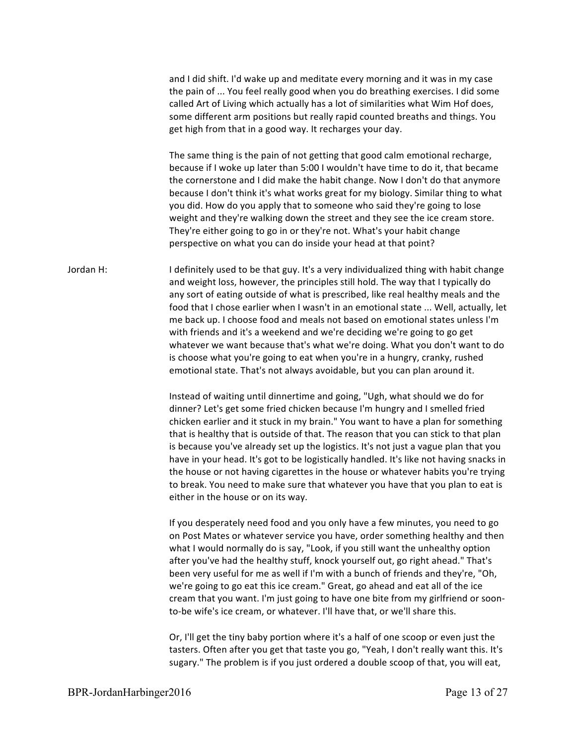and I did shift. I'd wake up and meditate every morning and it was in my case the pain of ... You feel really good when you do breathing exercises. I did some called Art of Living which actually has a lot of similarities what Wim Hof does, some different arm positions but really rapid counted breaths and things. You get high from that in a good way. It recharges your day.

The same thing is the pain of not getting that good calm emotional recharge, because if I woke up later than 5:00 I wouldn't have time to do it, that became the cornerstone and I did make the habit change. Now I don't do that anymore because I don't think it's what works great for my biology. Similar thing to what you did. How do you apply that to someone who said they're going to lose weight and they're walking down the street and they see the ice cream store. They're either going to go in or they're not. What's your habit change perspective on what you can do inside your head at that point?

Jordan H: I definitely used to be that guy. It's a very individualized thing with habit change and weight loss, however, the principles still hold. The way that I typically do any sort of eating outside of what is prescribed, like real healthy meals and the food that I chose earlier when I wasn't in an emotional state ... Well, actually, let me back up. I choose food and meals not based on emotional states unless I'm with friends and it's a weekend and we're deciding we're going to go get whatever we want because that's what we're doing. What you don't want to do is choose what you're going to eat when you're in a hungry, cranky, rushed emotional state. That's not always avoidable, but you can plan around it.

Instead of waiting until dinnertime and going, "Ugh, what should we do for dinner? Let's get some fried chicken because I'm hungry and I smelled fried chicken earlier and it stuck in my brain." You want to have a plan for something that is healthy that is outside of that. The reason that you can stick to that plan is because you've already set up the logistics. It's not just a vague plan that you have in your head. It's got to be logistically handled. It's like not having snacks in the house or not having cigarettes in the house or whatever habits you're trying to break. You need to make sure that whatever you have that you plan to eat is either in the house or on its way.

If you desperately need food and you only have a few minutes, you need to go on Post Mates or whatever service you have, order something healthy and then what I would normally do is say, "Look, if you still want the unhealthy option after you've had the healthy stuff, knock yourself out, go right ahead." That's been very useful for me as well if I'm with a bunch of friends and they're, "Oh, we're going to go eat this ice cream." Great, go ahead and eat all of the ice cream that you want. I'm just going to have one bite from my girlfriend or soon-to-be wife's ice cream, or whatever. I'll have that, or we'll share this.

Or, I'll get the tiny baby portion where it's a half of one scoop or even just the tasters. Often after you get that taste you go, "Yeah, I don't really want this. It's sugary." The problem is if you just ordered a double scoop of that, you will eat,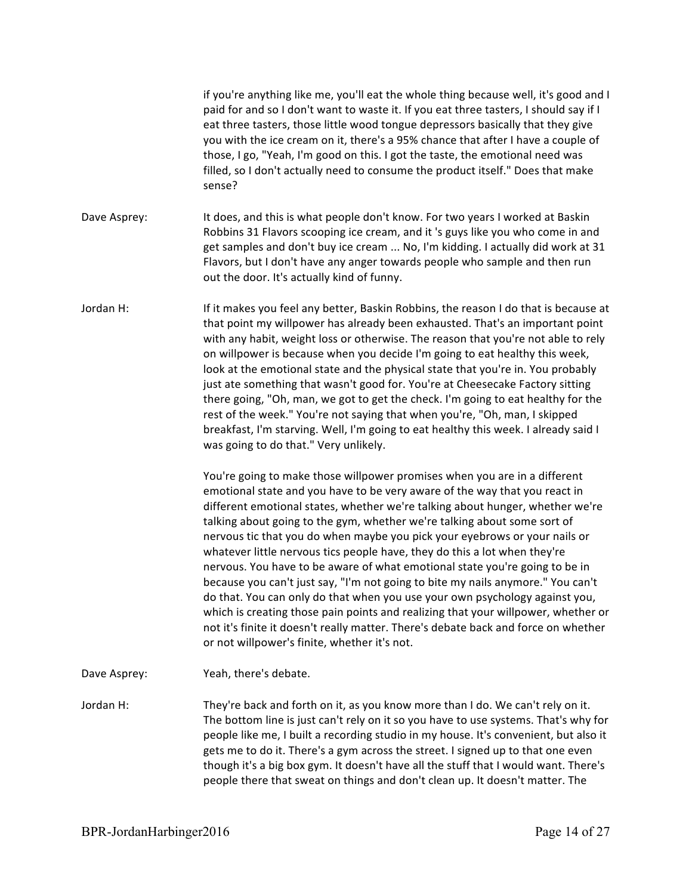if you're anything like me, you'll eat the whole thing because well, it's good and I paid for and so I don't want to waste it. If you eat three tasters, I should say if I eat three tasters, those little wood tongue depressors basically that they give you with the ice cream on it, there's a 95% chance that after I have a couple of those, I go, "Yeah, I'm good on this. I got the taste, the emotional need was filled, so I don't actually need to consume the product itself." Does that make sense?

**Dave Asprey:** It does, and this is what people don't know. For two years I worked at Baskin Robbins 31 Flavors scooping ice cream, and it 's guys like you who come in and get samples and don't buy ice cream ... No, I'm kidding. I actually did work at 31 Flavors, but I don't have any anger towards people who sample and then run out the door. It's actually kind of funny.

**Jordan H:** If it makes you feel any better, Baskin Robbins, the reason I do that is because at that point my willpower has already been exhausted. That's an important point with any habit, weight loss or otherwise. The reason that you're not able to rely on willpower is because when you decide I'm going to eat healthy this week, look at the emotional state and the physical state that you're in. You probably just ate something that wasn't good for. You're at Cheesecake Factory sitting there going, "Oh, man, we got to get the check. I'm going to eat healthy for the rest of the week." You're not saying that when you're, "Oh, man, I skipped breakfast, I'm starving. Well, I'm going to eat healthy this week. I already said I was going to do that." Very unlikely.

You're going to make those willpower promises when you are in a different emotional state and you have to be very aware of the way that you react in different emotional states, whether we're talking about hunger, whether we're talking about going to the gym, whether we're talking about some sort of nervous tic that you do when maybe you pick your eyebrows or your nails or whatever little nervous tics people have, they do this a lot when they're nervous. You have to be aware of what emotional state you're going to be in because you can't just say, "I'm not going to bite my nails anymore." You can't do that. You can only do that when you use your own psychology against you, which is creating those pain points and realizing that your willpower, whether or not it's finite it doesn't really matter. There's debate back and force on whether or not willpower's finite, whether it's not.

**Dave Asprey:** Yeah, there's debate.

**Jordan H:** They're back and forth on it, as you know more than I do. We can't rely on it. The bottom line is just can't rely on it so you have to use systems. That's why for people like me, I built a recording studio in my house. It's convenient, but also it gets me to do it. There's a gym across the street. I signed up to that one even though it's a big box gym. It doesn't have all the stuff that I would want. There's people there that sweat on things and don't clean up. It doesn't matter. The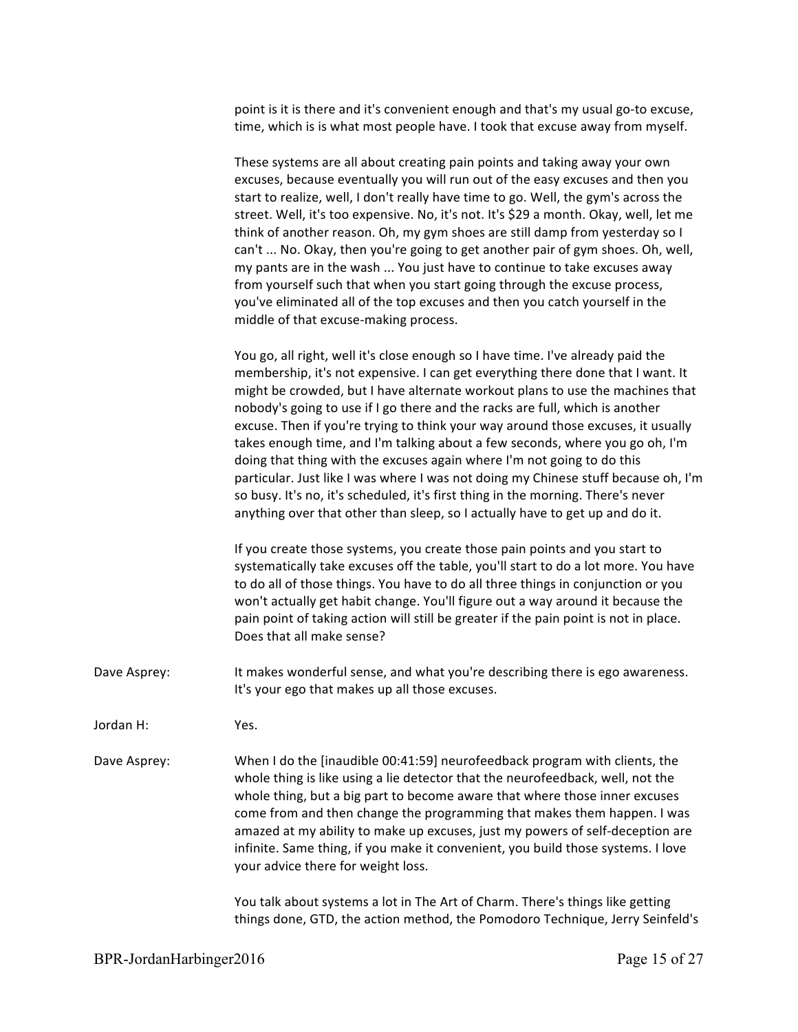point is it is there and it's convenient enough and that's my usual go-to excuse, time, which is is what most people have. I took that excuse away from myself.

These systems are all about creating pain points and taking away your own excuses, because eventually you will run out of the easy excuses and then you start to realize, well, I don't really have time to go. Well, the gym's across the street. Well, it's too expensive. No, it's not. It's $29 a month. Okay, well, let me think of another reason. Oh, my gym shoes are still damp from yesterday so I can't ... No. Okay, then you're going to get another pair of gym shoes. Oh, well, my pants are in the wash ... You just have to continue to take excuses away from yourself such that when you start going through the excuse process, you've eliminated all of the top excuses and then you catch yourself in the middle of that excuse-making process.

You go, all right, well it's close enough so I have time. I've already paid the membership, it's not expensive. I can get everything there done that I want. It might be crowded, but I have alternate workout plans to use the machines that nobody's going to use if I go there and the racks are full, which is another excuse. Then if you're trying to think your way around those excuses, it usually takes enough time, and I'm talking about a few seconds, where you go oh, I'm doing that thing with the excuses again where I'm not going to do this particular. Just like I was where I was not doing my Chinese stuff because oh, I'm so busy. It's no, it's scheduled, it's first thing in the morning. There's never anything over that other than sleep, so I actually have to get up and do it.

If you create those systems, you create those pain points and you start to systematically take excuses off the table, you'll start to do a lot more. You have to do all of those things. You have to do all three things in conjunction or you won't actually get habit change. You'll figure out a way around it because the pain point of taking action will still be greater if the pain point is not in place. Does that all make sense?

Dave Asprey: It makes wonderful sense, and what you're describing there is ego awareness. It's your ego that makes up all those excuses.

Jordan H: Yes.

Dave Asprey: When I do the [inaudible 00:41:59] neurofeedback program with clients, the whole thing is like using a lie detector that the neurofeedback, well, not the whole thing, but a big part to become aware that where those inner excuses come from and then change the programming that makes them happen. I was amazed at my ability to make up excuses, just my powers of self-deception are infinite. Same thing, if you make it convenient, you build those systems. I love your advice there for weight loss.

You talk about systems a lot in The Art of Charm. There's things like getting things done, GTD, the action method, the Pomodoro Technique, Jerry Seinfeld's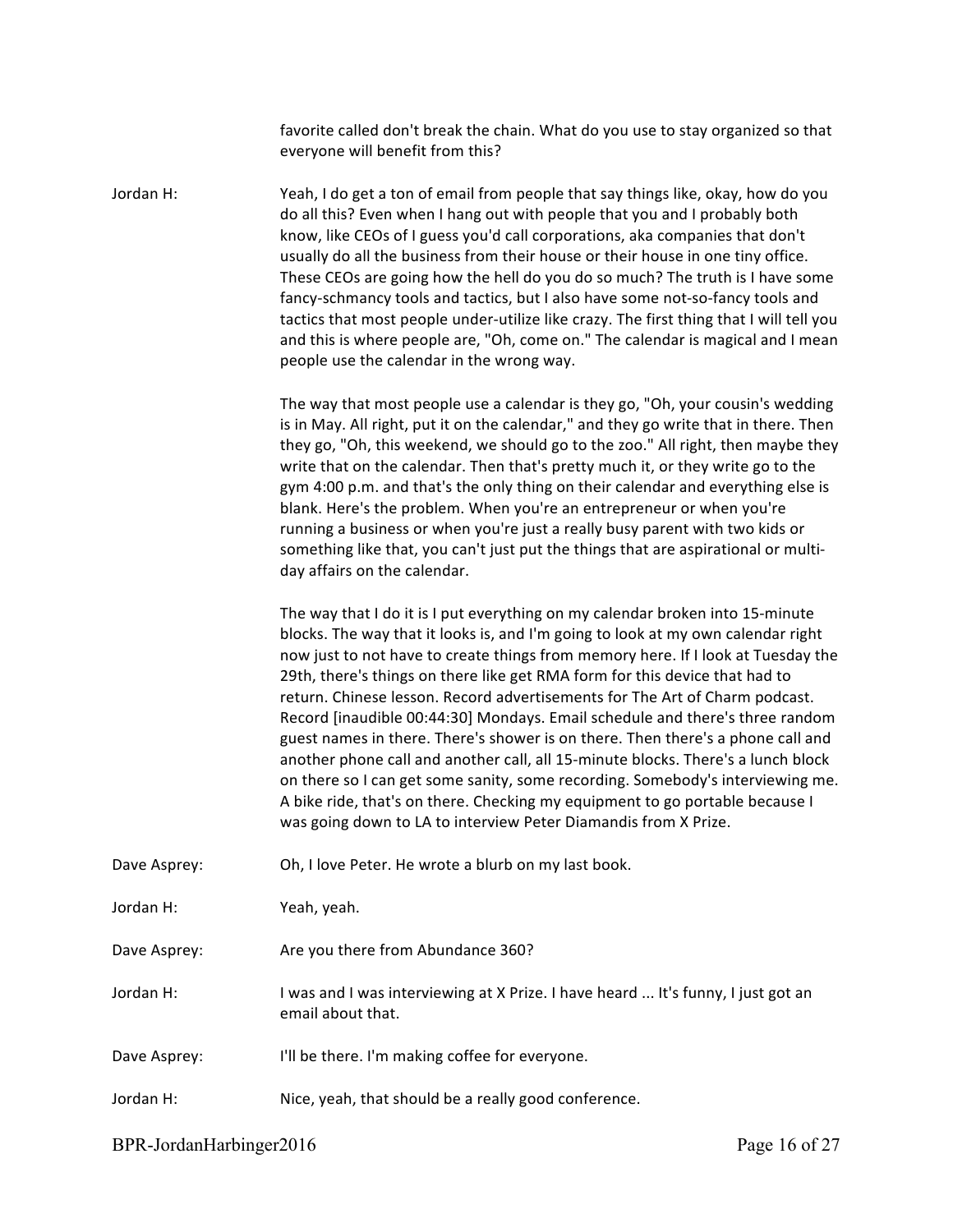favorite called don't break the chain. What do you use to stay organized so that everyone will benefit from this?

Jordan H: Yeah, I do get a ton of email from people that say things like, okay, how do you do all this? Even when I hang out with people that you and I probably both know, like CEOs of I guess you'd call corporations, aka companies that don't usually do all the business from their house or their house in one tiny office. These CEOs are going how the hell do you do so much? The truth is I have some fancy-schmancy tools and tactics, but I also have some not-so-fancy tools and tactics that most people under-utilize like crazy. The first thing that I will tell you and this is where people are, "Oh, come on." The calendar is magical and I mean people use the calendar in the wrong way.

The way that most people use a calendar is they go, "Oh, your cousin's wedding is in May. All right, put it on the calendar," and they go write that in there. Then they go, "Oh, this weekend, we should go to the zoo." All right, then maybe they write that on the calendar. Then that's pretty much it, or they write go to the gym 4:00 p.m. and that's the only thing on their calendar and everything else is blank. Here's the problem. When you're an entrepreneur or when you're running a business or when you're just a really busy parent with two kids or something like that, you can't just put the things that are aspirational or multi-day affairs on the calendar.

The way that I do it is I put everything on my calendar broken into 15-minute blocks. The way that it looks is, and I'm going to look at my own calendar right now just to not have to create things from memory here. If I look at Tuesday the 29th, there's things on there like get RMA form for this device that had to return. Chinese lesson. Record advertisements for The Art of Charm podcast. Record [inaudible 00:44:30] Mondays. Email schedule and there's three random guest names in there. There's shower is on there. Then there's a phone call and another phone call and another call, all 15-minute blocks. There's a lunch block on there so I can get some sanity, some recording. Somebody's interviewing me. A bike ride, that's on there. Checking my equipment to go portable because I was going down to LA to interview Peter Diamandis from X Prize.

Dave Asprey: Oh, I love Peter. He wrote a blurb on my last book.

Jordan H: Yeah, yeah.

Dave Asprey: Are you there from Abundance 360?

Jordan H: I was and I was interviewing at X Prize. I have heard ... It's funny, I just got an email about that.

Dave Asprey: I'll be there. I'm making coffee for everyone.

Jordan H: Nice, yeah, that should be a really good conference.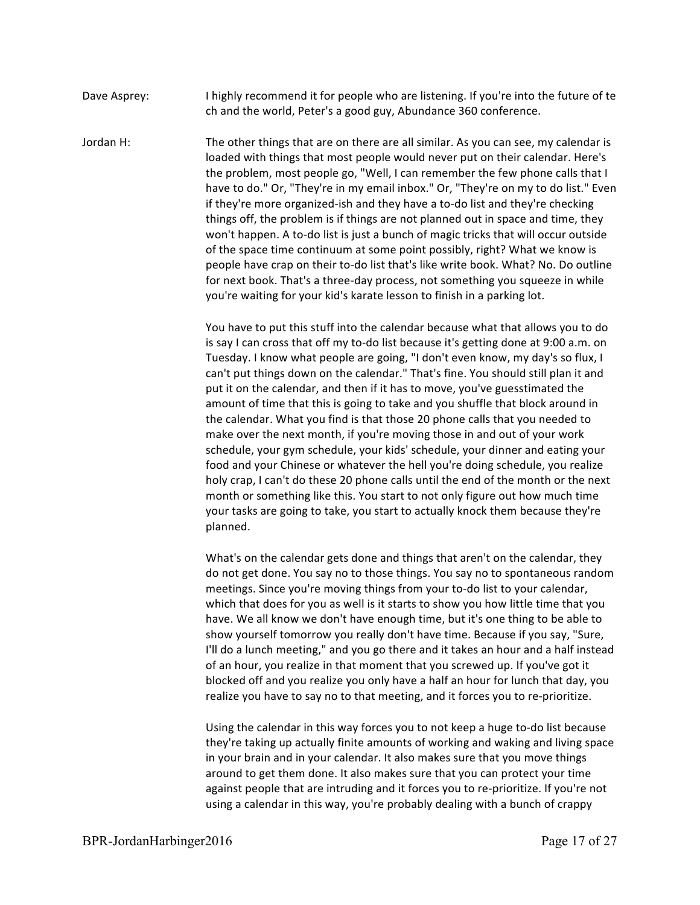Dave Asprey: I highly recommend it for people who are listening. If you're into the future of te ch and the world, Peter's a good guy, Abundance 360 conference.

Jordan H: The other things that are on there are all similar. As you can see, my calendar is loaded with things that most people would never put on their calendar. Here's the problem, most people go, "Well, I can remember the few phone calls that I have to do." Or, "They're in my email inbox." Or, "They're on my to do list." Even if they're more organized-ish and they have a to-do list and they're checking things off, the problem is if things are not planned out in space and time, they won't happen. A to-do list is just a bunch of magic tricks that will occur outside of the space time continuum at some point possibly, right? What we know is people have crap on their to-do list that's like write book. What? No. Do outline for next book. That's a three-day process, not something you squeeze in while you're waiting for your kid's karate lesson to finish in a parking lot.

You have to put this stuff into the calendar because what that allows you to do is say I can cross that off my to-do list because it's getting done at 9:00 a.m. on Tuesday. I know what people are going, "I don't even know, my day's so flux, I can't put things down on the calendar." That's fine. You should still plan it and put it on the calendar, and then if it has to move, you've guesstimated the amount of time that this is going to take and you shuffle that block around in the calendar. What you find is that those 20 phone calls that you needed to make over the next month, if you're moving those in and out of your work schedule, your gym schedule, your kids' schedule, your dinner and eating your food and your Chinese or whatever the hell you're doing schedule, you realize holy crap, I can't do these 20 phone calls until the end of the month or the next month or something like this. You start to not only figure out how much time your tasks are going to take, you start to actually knock them because they're planned.

What's on the calendar gets done and things that aren't on the calendar, they do not get done. You say no to those things. You say no to spontaneous random meetings. Since you're moving things from your to-do list to your calendar, which that does for you as well is it starts to show you how little time that you have. We all know we don't have enough time, but it's one thing to be able to show yourself tomorrow you really don't have time. Because if you say, "Sure, I'll do a lunch meeting," and you go there and it takes an hour and a half instead of an hour, you realize in that moment that you screwed up. If you've got it blocked off and you realize you only have a half an hour for lunch that day, you realize you have to say no to that meeting, and it forces you to re-prioritize.

Using the calendar in this way forces you to not keep a huge to-do list because they're taking up actually finite amounts of working and waking and living space in your brain and in your calendar. It also makes sure that you move things around to get them done. It also makes sure that you can protect your time against people that are intruding and it forces you to re-prioritize. If you're not using a calendar in this way, you're probably dealing with a bunch of crappy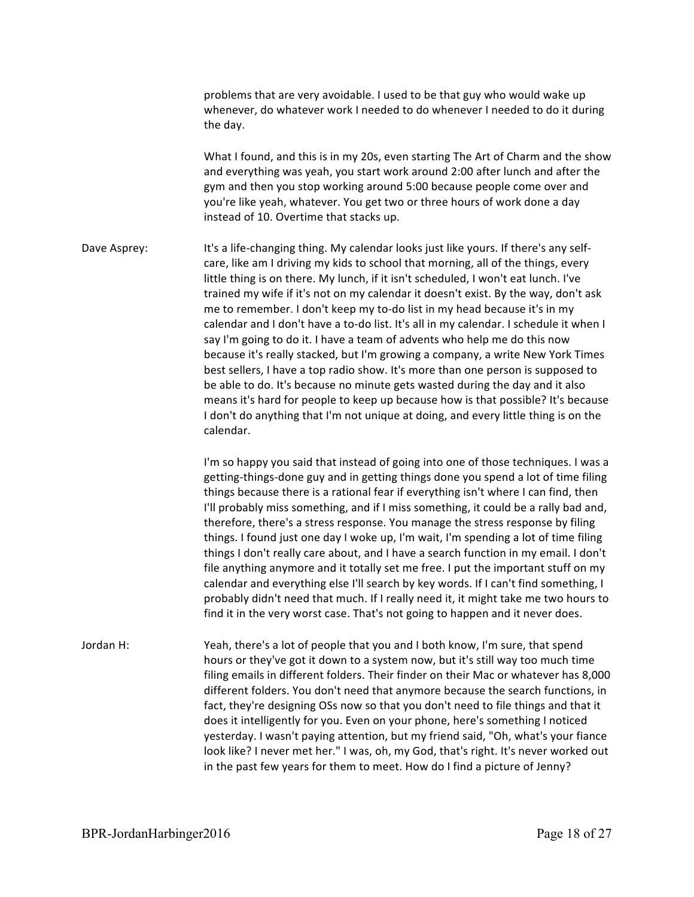problems that are very avoidable. I used to be that guy who would wake up whenever, do whatever work I needed to do whenever I needed to do it during the day.

What I found, and this is in my 20s, even starting The Art of Charm and the show and everything was yeah, you start work around 2:00 after lunch and after the gym and then you stop working around 5:00 because people come over and you're like yeah, whatever. You get two or three hours of work done a day instead of 10. Overtime that stacks up.

**Dave Asprey:** It's a life-changing thing. My calendar looks just like yours. If there's any self-care, like am I driving my kids to school that morning, all of the things, every little thing is on there. My lunch, if it isn't scheduled, I won't eat lunch. I've trained my wife if it's not on my calendar it doesn't exist. By the way, don't ask me to remember. I don't keep my to-do list in my head because it's in my calendar and I don't have a to-do list. It's all in my calendar. I schedule it when I say I'm going to do it. I have a team of advents who help me do this now because it's really stacked, but I'm growing a company, a write New York Times best sellers, I have a top radio show. It's more than one person is supposed to be able to do. It's because no minute gets wasted during the day and it also means it's hard for people to keep up because how is that possible? It's because I don't do anything that I'm not unique at doing, and every little thing is on the calendar.

I'm so happy you said that instead of going into one of those techniques. I was a getting-things-done guy and in getting things done you spend a lot of time filing things because there is a rational fear if everything isn't where I can find, then I'll probably miss something, and if I miss something, it could be a rally bad and, therefore, there's a stress response. You manage the stress response by filing things. I found just one day I woke up, I'm wait, I'm spending a lot of time filing things I don't really care about, and I have a search function in my email. I don't file anything anymore and it totally set me free. I put the important stuff on my calendar and everything else I'll search by key words. If I can't find something, I probably didn't need that much. If I really need it, it might take me two hours to find it in the very worst case. That's not going to happen and it never does.

**Jordan H:** Yeah, there's a lot of people that you and I both know, I'm sure, that spend hours or they've got it down to a system now, but it's still way too much time filing emails in different folders. Their finder on their Mac or whatever has 8,000 different folders. You don't need that anymore because the search functions, in fact, they're designing OSs now so that you don't need to file things and that it does it intelligently for you. Even on your phone, here's something I noticed yesterday. I wasn't paying attention, but my friend said, "Oh, what's your fiance look like? I never met her." I was, oh, my God, that's right. It's never worked out in the past few years for them to meet. How do I find a picture of Jenny?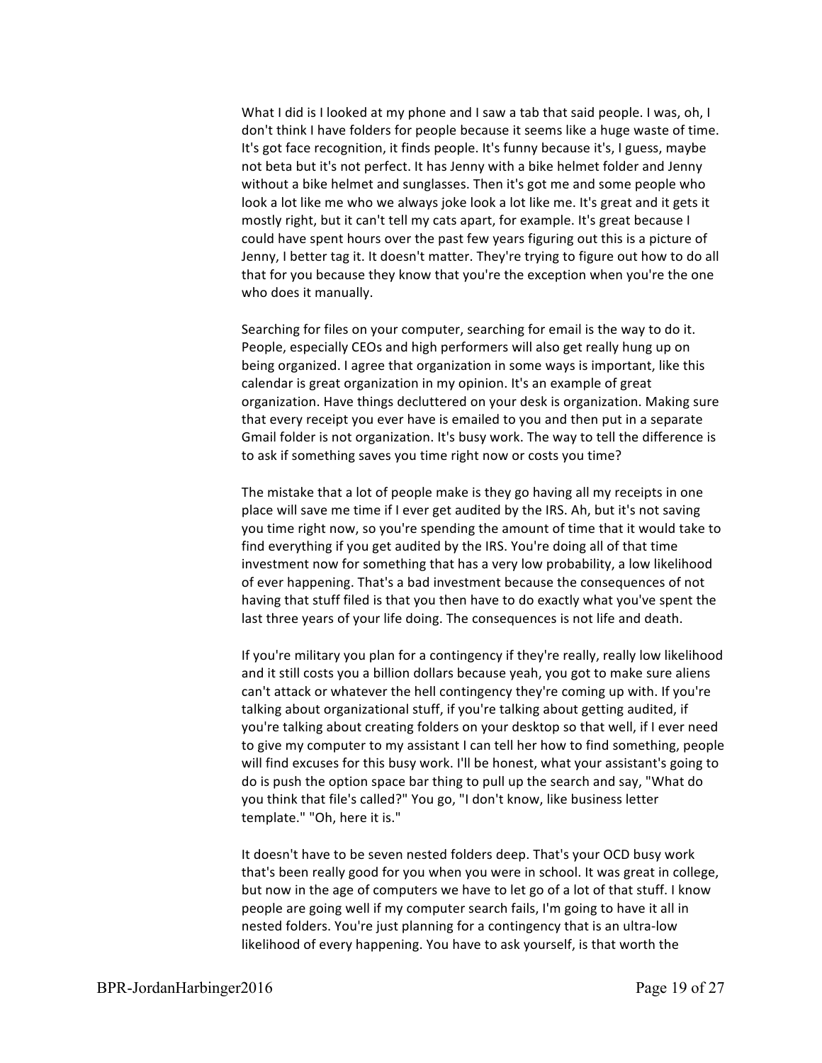What I did is I looked at my phone and I saw a tab that said people. I was, oh, I don't think I have folders for people because it seems like a huge waste of time. It's got face recognition, it finds people. It's funny because it's, I guess, maybe not beta but it's not perfect. It has Jenny with a bike helmet folder and Jenny without a bike helmet and sunglasses. Then it's got me and some people who look a lot like me who we always joke look a lot like me. It's great and it gets it mostly right, but it can't tell my cats apart, for example. It's great because I could have spent hours over the past few years figuring out this is a picture of Jenny, I better tag it. It doesn't matter. They're trying to figure out how to do all that for you because they know that you're the exception when you're the one who does it manually.

Searching for files on your computer, searching for email is the way to do it. People, especially CEOs and high performers will also get really hung up on being organized. I agree that organization in some ways is important, like this calendar is great organization in my opinion. It's an example of great organization. Have things decluttered on your desk is organization. Making sure that every receipt you ever have is emailed to you and then put in a separate Gmail folder is not organization. It's busy work. The way to tell the difference is to ask if something saves you time right now or costs you time?

The mistake that a lot of people make is they go having all my receipts in one place will save me time if I ever get audited by the IRS. Ah, but it's not saving you time right now, so you're spending the amount of time that it would take to find everything if you get audited by the IRS. You're doing all of that time investment now for something that has a very low probability, a low likelihood of ever happening. That's a bad investment because the consequences of not having that stuff filed is that you then have to do exactly what you've spent the last three years of your life doing. The consequences is not life and death.

If you're military you plan for a contingency if they're really, really low likelihood and it still costs you a billion dollars because yeah, you got to make sure aliens can't attack or whatever the hell contingency they're coming up with. If you're talking about organizational stuff, if you're talking about getting audited, if you're talking about creating folders on your desktop so that well, if I ever need to give my computer to my assistant I can tell her how to find something, people will find excuses for this busy work. I'll be honest, what your assistant's going to do is push the option space bar thing to pull up the search and say, "What do you think that file's called?" You go, "I don't know, like business letter template." "Oh, here it is."

It doesn't have to be seven nested folders deep. That's your OCD busy work that's been really good for you when you were in school. It was great in college, but now in the age of computers we have to let go of a lot of that stuff. I know people are going well if my computer search fails, I'm going to have it all in nested folders. You're just planning for a contingency that is an ultra-low likelihood of every happening. You have to ask yourself, is that worth the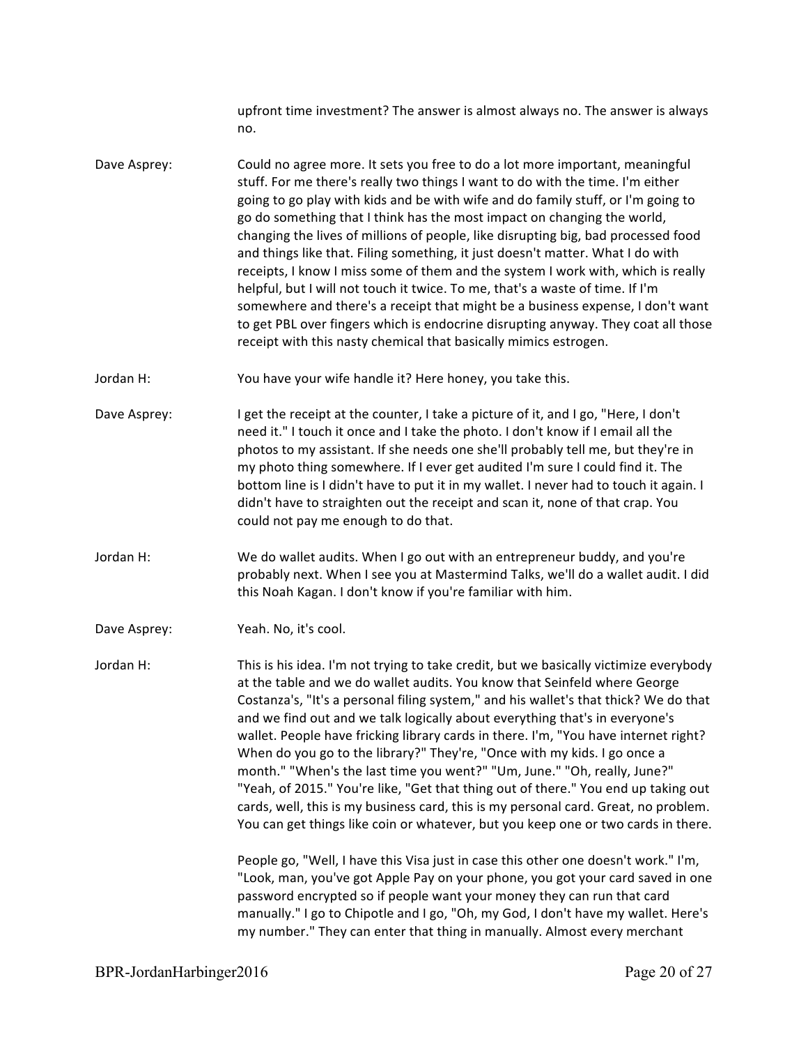upfront time investment? The answer is almost always no. The answer is always no.

Dave Asprey: Could no agree more. It sets you free to do a lot more important, meaningful stuff. For me there's really two things I want to do with the time. I'm either going to go play with kids and be with wife and do family stuff, or I'm going to go do something that I think has the most impact on changing the world, changing the lives of millions of people, like disrupting big, bad processed food and things like that. Filing something, it just doesn't matter. What I do with receipts, I know I miss some of them and the system I work with, which is really helpful, but I will not touch it twice. To me, that's a waste of time. If I'm somewhere and there's a receipt that might be a business expense, I don't want to get PBL over fingers which is endocrine disrupting anyway. They coat all those receipt with this nasty chemical that basically mimics estrogen.

Jordan H: You have your wife handle it? Here honey, you take this.

Dave Asprey: I get the receipt at the counter, I take a picture of it, and I go, "Here, I don't need it." I touch it once and I take the photo. I don't know if I email all the photos to my assistant. If she needs one she'll probably tell me, but they're in my photo thing somewhere. If I ever get audited I'm sure I could find it. The bottom line is I didn't have to put it in my wallet. I never had to touch it again. I didn't have to straighten out the receipt and scan it, none of that crap. You could not pay me enough to do that.

Jordan H: We do wallet audits. When I go out with an entrepreneur buddy, and you're probably next. When I see you at Mastermind Talks, we'll do a wallet audit. I did this Noah Kagan. I don't know if you're familiar with him.

Dave Asprey: Yeah. No, it's cool.

Jordan H: This is his idea. I'm not trying to take credit, but we basically victimize everybody at the table and we do wallet audits. You know that Seinfeld where George Costanza's, "It's a personal filing system," and his wallet's that thick? We do that and we find out and we talk logically about everything that's in everyone's wallet. People have fricking library cards in there. I'm, "You have internet right? When do you go to the library?" They're, "Once with my kids. I go once a month." "When's the last time you went?" "Um, June." "Oh, really, June?" "Yeah, of 2015." You're like, "Get that thing out of there." You end up taking out cards, well, this is my business card, this is my personal card. Great, no problem. You can get things like coin or whatever, but you keep one or two cards in there.

People go, "Well, I have this Visa just in case this other one doesn't work." I'm, "Look, man, you've got Apple Pay on your phone, you got your card saved in one password encrypted so if people want your money they can run that card manually." I go to Chipotle and I go, "Oh, my God, I don't have my wallet. Here's my number." They can enter that thing in manually. Almost every merchant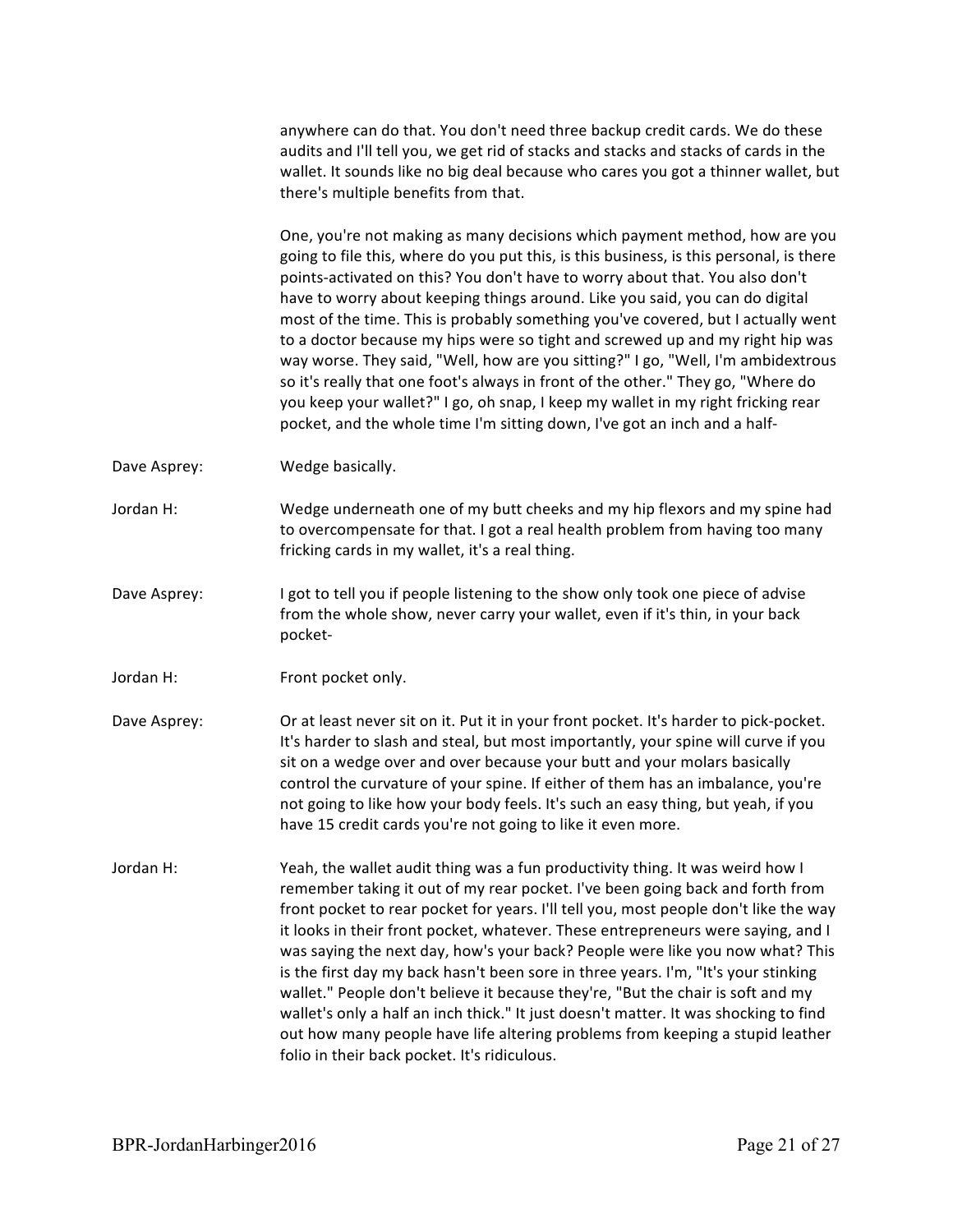anywhere can do that. You don't need three backup credit cards. We do these audits and I'll tell you, we get rid of stacks and stacks and stacks of cards in the wallet. It sounds like no big deal because who cares you got a thinner wallet, but there's multiple benefits from that.

One, you're not making as many decisions which payment method, how are you going to file this, where do you put this, is this business, is this personal, is there points-activated on this? You don't have to worry about that. You also don't have to worry about keeping things around. Like you said, you can do digital most of the time. This is probably something you've covered, but I actually went to a doctor because my hips were so tight and screwed up and my right hip was way worse. They said, "Well, how are you sitting?" I go, "Well, I'm ambidextrous so it's really that one foot's always in front of the other." They go, "Where do you keep your wallet?" I go, oh snap, I keep my wallet in my right fricking rear pocket, and the whole time I'm sitting down, I've got an inch and a half-

Dave Asprey: Wedge basically.

Jordan H: Wedge underneath one of my butt cheeks and my hip flexors and my spine had to overcompensate for that. I got a real health problem from having too many fricking cards in my wallet, it's a real thing.

Dave Asprey: I got to tell you if people listening to the show only took one piece of advise from the whole show, never carry your wallet, even if it's thin, in your back pocket-

Jordan H: Front pocket only.

Dave Asprey: Or at least never sit on it. Put it in your front pocket. It's harder to pick-pocket. It's harder to slash and steal, but most importantly, your spine will curve if you sit on a wedge over and over because your butt and your molars basically control the curvature of your spine. If either of them has an imbalance, you're not going to like how your body feels. It's such an easy thing, but yeah, if you have 15 credit cards you're not going to like it even more.

Jordan H: Yeah, the wallet audit thing was a fun productivity thing. It was weird how I remember taking it out of my rear pocket. I've been going back and forth from front pocket to rear pocket for years. I'll tell you, most people don't like the way it looks in their front pocket, whatever. These entrepreneurs were saying, and I was saying the next day, how's your back? People were like you now what? This is the first day my back hasn't been sore in three years. I'm, "It's your stinking wallet." People don't believe it because they're, "But the chair is soft and my wallet's only a half an inch thick." It just doesn't matter. It was shocking to find out how many people have life altering problems from keeping a stupid leather folio in their back pocket. It's ridiculous.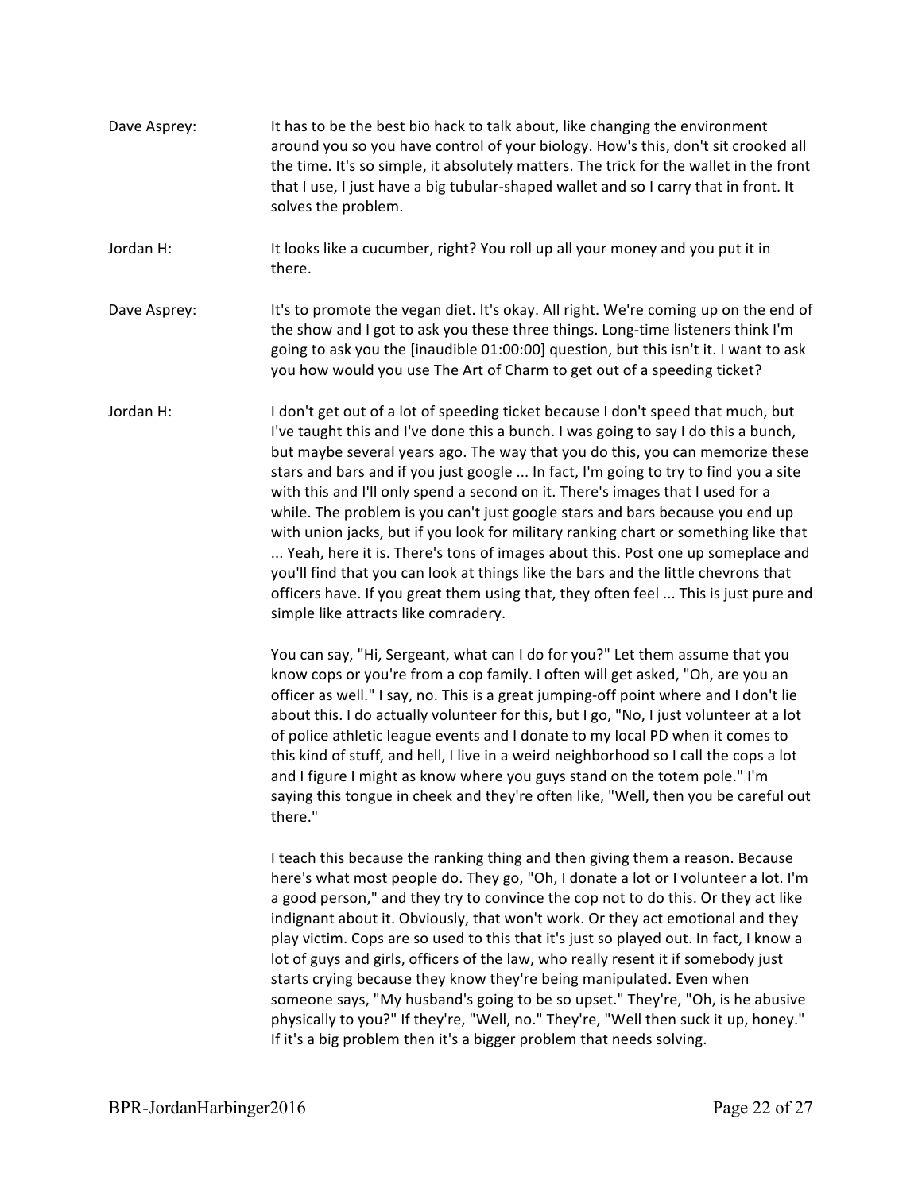Dave Asprey: It has to be the best bio hack to talk about, like changing the environment around you so you have control of your biology. How's this, don't sit crooked all the time. It's so simple, it absolutely matters. The trick for the wallet in the front that I use, I just have a big tubular-shaped wallet and so I carry that in front. It solves the problem.

Jordan H: It looks like a cucumber, right? You roll up all your money and you put it in there.

Dave Asprey: It's to promote the vegan diet. It's okay. All right. We're coming up on the end of the show and I got to ask you these three things. Long-time listeners think I'm going to ask you the [inaudible 01:00:00] question, but this isn't it. I want to ask you how would you use The Art of Charm to get out of a speeding ticket?

Jordan H: I don't get out of a lot of speeding ticket because I don't speed that much, but I've taught this and I've done this a bunch. I was going to say I do this a bunch, but maybe several years ago. The way that you do this, you can memorize these stars and bars and if you just google ... In fact, I'm going to try to find you a site with this and I'll only spend a second on it. There's images that I used for a while. The problem is you can't just google stars and bars because you end up with union jacks, but if you look for military ranking chart or something like that ... Yeah, here it is. There's tons of images about this. Post one up someplace and you'll find that you can look at things like the bars and the little chevrons that officers have. If you great them using that, they often feel ... This is just pure and simple like attracts like comradery.

You can say, "Hi, Sergeant, what can I do for you?" Let them assume that you know cops or you're from a cop family. I often will get asked, "Oh, are you an officer as well." I say, no. This is a great jumping-off point where and I don't lie about this. I do actually volunteer for this, but I go, "No, I just volunteer at a lot of police athletic league events and I donate to my local PD when it comes to this kind of stuff, and hell, I live in a weird neighborhood so I call the cops a lot and I figure I might as know where you guys stand on the totem pole." I'm saying this tongue in cheek and they're often like, "Well, then you be careful out there."

I teach this because the ranking thing and then giving them a reason. Because here's what most people do. They go, "Oh, I donate a lot or I volunteer a lot. I'm a good person," and they try to convince the cop not to do this. Or they act like indignant about it. Obviously, that won't work. Or they act emotional and they play victim. Cops are so used to this that it's just so played out. In fact, I know a lot of guys and girls, officers of the law, who really resent it if somebody just starts crying because they know they're being manipulated. Even when someone says, "My husband's going to be so upset." They're, "Oh, is he abusive physically to you?" If they're, "Well, no." They're, "Well then suck it up, honey." If it's a big problem then it's a bigger problem that needs solving.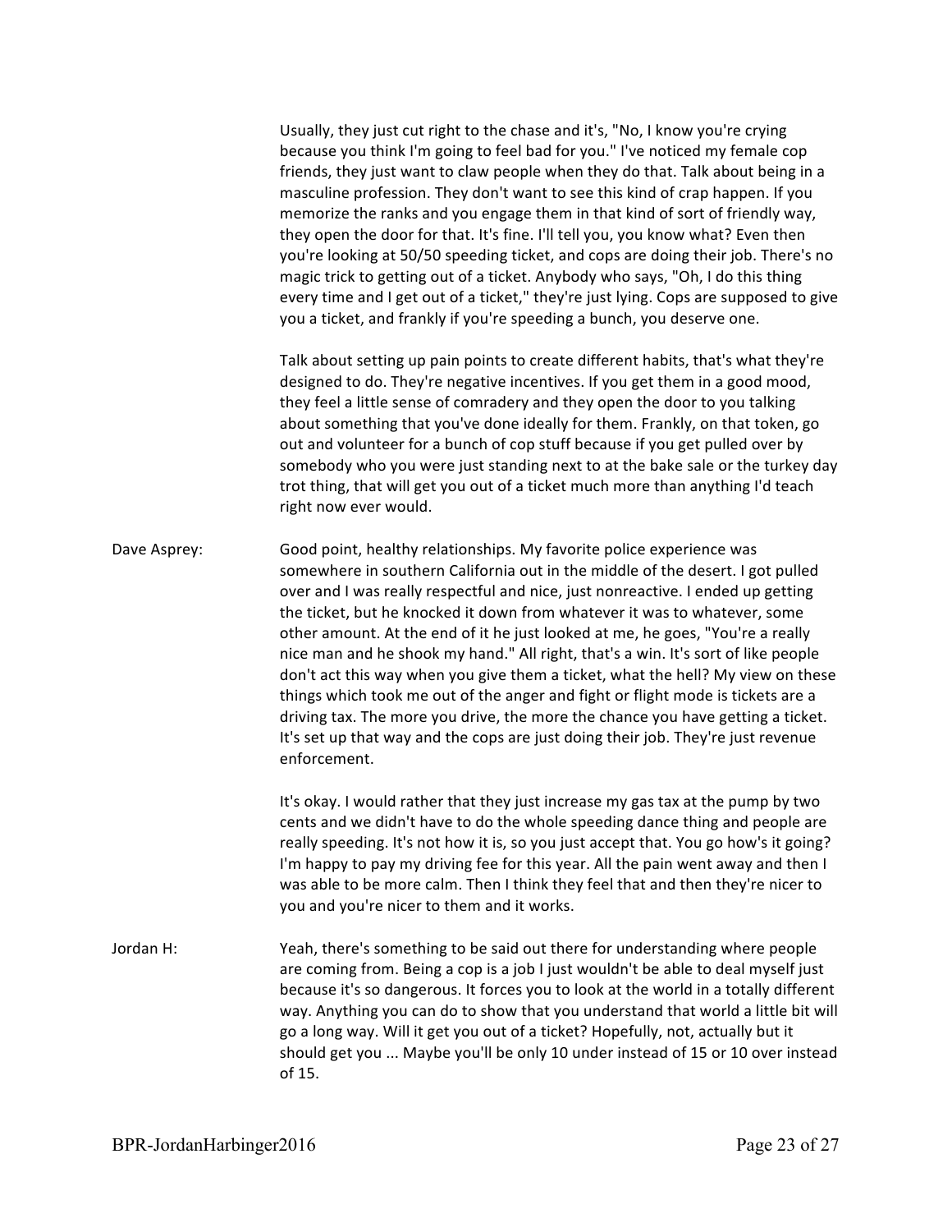Usually, they just cut right to the chase and it's, "No, I know you're crying because you think I'm going to feel bad for you." I've noticed my female cop friends, they just want to claw people when they do that. Talk about being in a masculine profession. They don't want to see this kind of crap happen. If you memorize the ranks and you engage them in that kind of sort of friendly way, they open the door for that. It's fine. I'll tell you, you know what? Even then you're looking at 50/50 speeding ticket, and cops are doing their job. There's no magic trick to getting out of a ticket. Anybody who says, "Oh, I do this thing every time and I get out of a ticket," they're just lying. Cops are supposed to give you a ticket, and frankly if you're speeding a bunch, you deserve one.

Talk about setting up pain points to create different habits, that's what they're designed to do. They're negative incentives. If you get them in a good mood, they feel a little sense of comradery and they open the door to you talking about something that you've done ideally for them. Frankly, on that token, go out and volunteer for a bunch of cop stuff because if you get pulled over by somebody who you were just standing next to at the bake sale or the turkey day trot thing, that will get you out of a ticket much more than anything I'd teach right now ever would.

Dave Asprey: Good point, healthy relationships. My favorite police experience was somewhere in southern California out in the middle of the desert. I got pulled over and I was really respectful and nice, just nonreactive. I ended up getting the ticket, but he knocked it down from whatever it was to whatever, some other amount. At the end of it he just looked at me, he goes, "You're a really nice man and he shook my hand." All right, that's a win. It's sort of like people don't act this way when you give them a ticket, what the hell? My view on these things which took me out of the anger and fight or flight mode is tickets are a driving tax. The more you drive, the more the chance you have getting a ticket. It's set up that way and the cops are just doing their job. They're just revenue enforcement.

It's okay. I would rather that they just increase my gas tax at the pump by two cents and we didn't have to do the whole speeding dance thing and people are really speeding. It's not how it is, so you just accept that. You go how's it going? I'm happy to pay my driving fee for this year. All the pain went away and then I was able to be more calm. Then I think they feel that and then they're nicer to you and you're nicer to them and it works.

Jordan H: Yeah, there's something to be said out there for understanding where people are coming from. Being a cop is a job I just wouldn't be able to deal myself just because it's so dangerous. It forces you to look at the world in a totally different way. Anything you can do to show that you understand that world a little bit will go a long way. Will it get you out of a ticket? Hopefully, not, actually but it should get you ... Maybe you'll be only 10 under instead of 15 or 10 over instead of 15.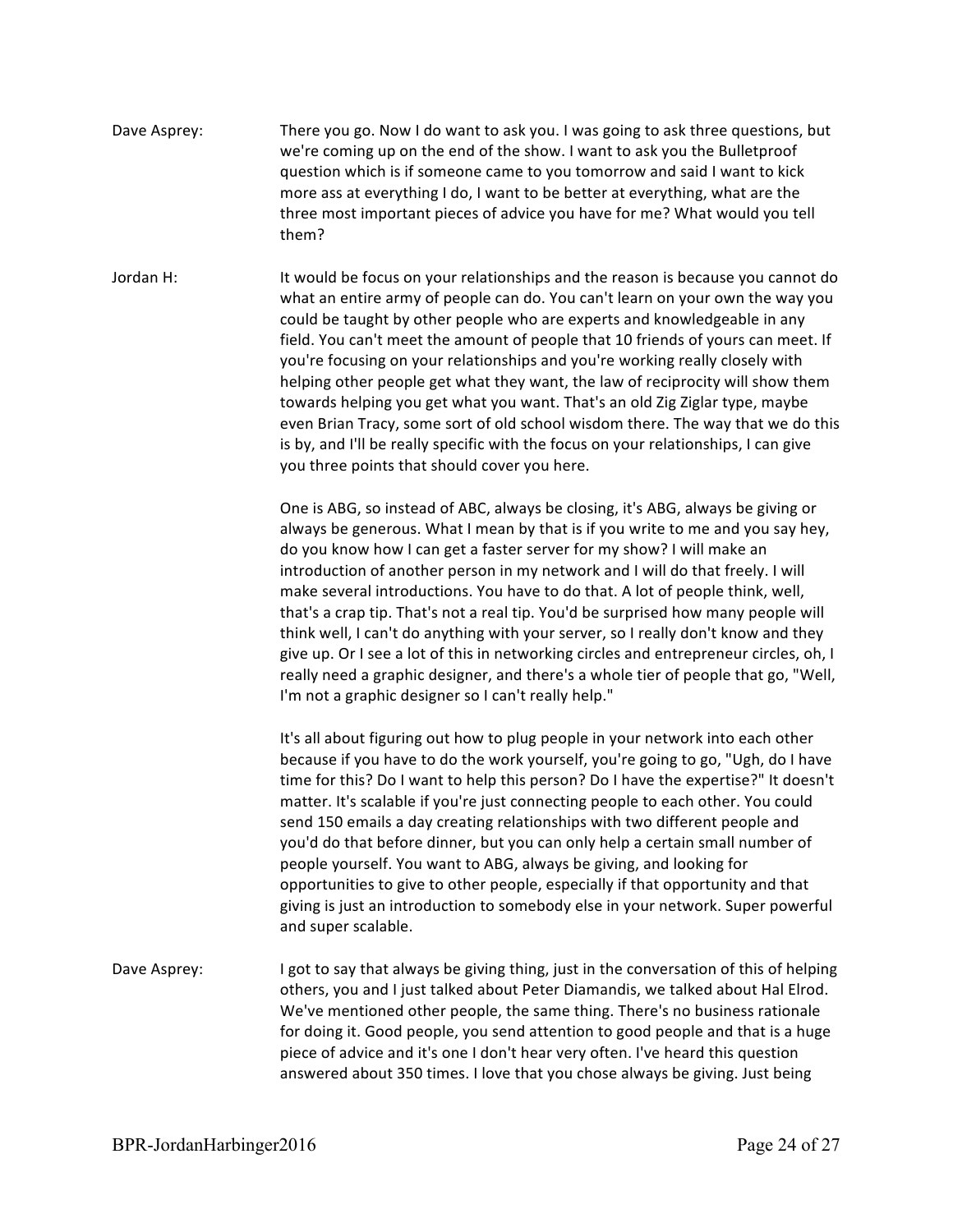**Dave Asprey:** There you go. Now I do want to ask you. I was going to ask three questions, but we're coming up on the end of the show. I want to ask you the Bulletproof question which is if someone came to you tomorrow and said I want to kick more ass at everything I do, I want to be better at everything, what are the three most important pieces of advice you have for me? What would you tell them?

**Jordan H:** It would be focus on your relationships and the reason is because you cannot do what an entire army of people can do. You can't learn on your own the way you could be taught by other people who are experts and knowledgeable in any field. You can't meet the amount of people that 10 friends of yours can meet. If you're focusing on your relationships and you're working really closely with helping other people get what they want, the law of reciprocity will show them towards helping you get what you want. That's an old Zig Ziglar type, maybe even Brian Tracy, some sort of old school wisdom there. The way that we do this is by, and I'll be really specific with the focus on your relationships, I can give you three points that should cover you here.

One is ABG, so instead of ABC, always be closing, it's ABG, always be giving or always be generous. What I mean by that is if you write to me and you say hey, do you know how I can get a faster server for my show? I will make an introduction of another person in my network and I will do that freely. I will make several introductions. You have to do that. A lot of people think, well, that's a crap tip. That's not a real tip. You'd be surprised how many people will think well, I can't do anything with your server, so I really don't know and they give up. Or I see a lot of this in networking circles and entrepreneur circles, oh, I really need a graphic designer, and there's a whole tier of people that go, "Well, I'm not a graphic designer so I can't really help."

It's all about figuring out how to plug people in your network into each other because if you have to do the work yourself, you're going to go, "Ugh, do I have time for this? Do I want to help this person? Do I have the expertise?" It doesn't matter. It's scalable if you're just connecting people to each other. You could send 150 emails a day creating relationships with two different people and you'd do that before dinner, but you can only help a certain small number of people yourself. You want to ABG, always be giving, and looking for opportunities to give to other people, especially if that opportunity and that giving is just an introduction to somebody else in your network. Super powerful and super scalable.

**Dave Asprey:** I got to say that always be giving thing, just in the conversation of this of helping others, you and I just talked about Peter Diamandis, we talked about Hal Elrod. We've mentioned other people, the same thing. There's no business rationale for doing it. Good people, you send attention to good people and that is a huge piece of advice and it's one I don't hear very often. I've heard this question answered about 350 times. I love that you chose always be giving. Just being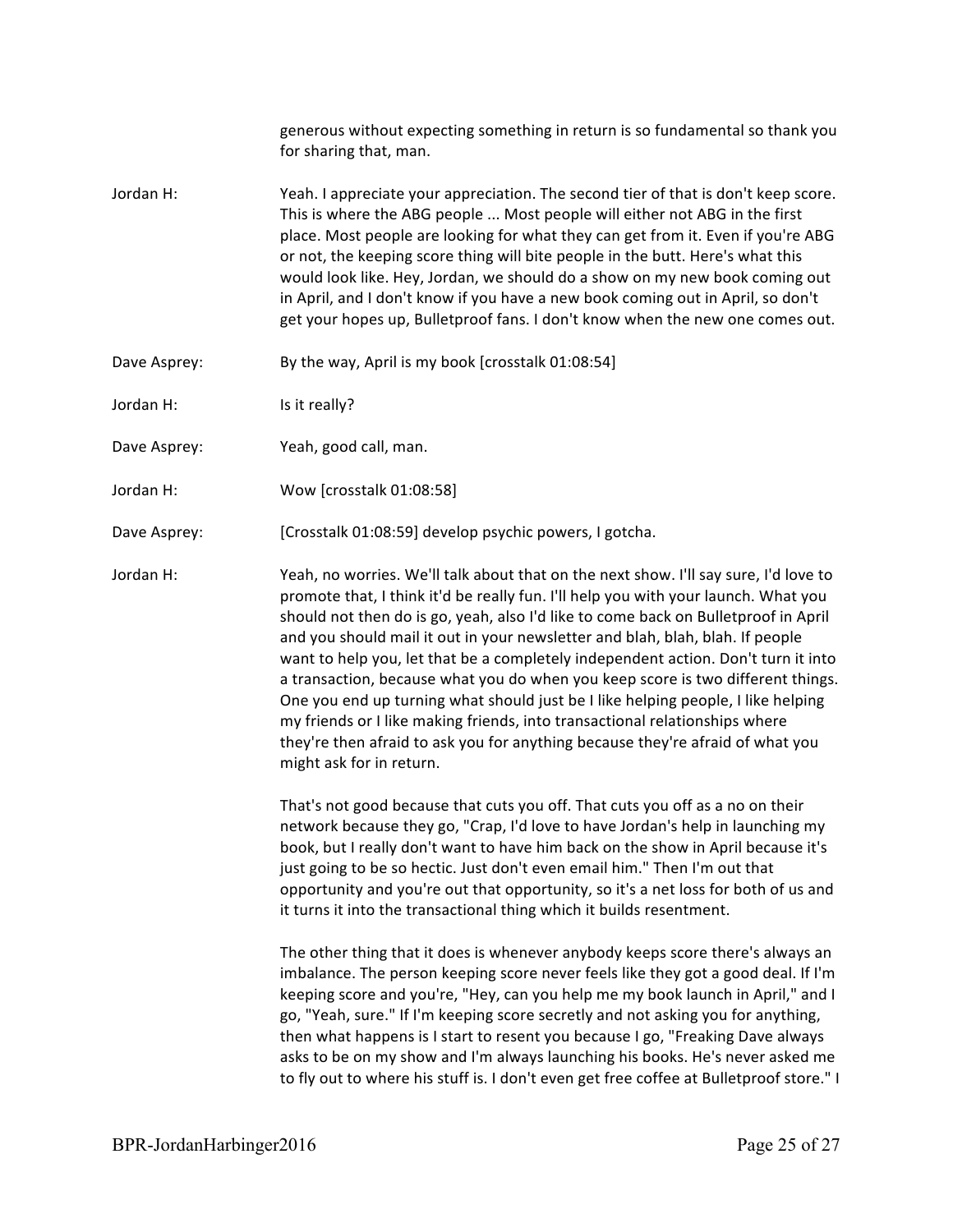generous without expecting something in return is so fundamental so thank you for sharing that, man.

**Jordan H:** Yeah. I appreciate your appreciation. The second tier of that is don't keep score. This is where the ABG people ... Most people will either not ABG in the first place. Most people are looking for what they can get from it. Even if you're ABG or not, the keeping score thing will bite people in the butt. Here's what this would look like. Hey, Jordan, we should do a show on my new book coming out in April, and I don't know if you have a new book coming out in April, so don't get your hopes up, Bulletproof fans. I don't know when the new one comes out.

**Dave Asprey:** By the way, April is my book [crosstalk 01:08:54]

**Jordan H:** Is it really?

**Dave Asprey:** Yeah, good call, man.

**Jordan H:** Wow [crosstalk 01:08:58]

**Dave Asprey:** [Crosstalk 01:08:59] develop psychic powers, I gotcha.

**Jordan H:** Yeah, no worries. We'll talk about that on the next show. I'll say sure, I'd love to promote that, I think it'd be really fun. I'll help you with your launch. What you should not then do is go, yeah, also I'd like to come back on Bulletproof in April and you should mail it out in your newsletter and blah, blah, blah. If people want to help you, let that be a completely independent action. Don't turn it into a transaction, because what you do when you keep score is two different things. One you end up turning what should just be I like helping people, I like helping my friends or I like making friends, into transactional relationships where they're then afraid to ask you for anything because they're afraid of what you might ask for in return.

That's not good because that cuts you off. That cuts you off as a no on their network because they go, "Crap, I'd love to have Jordan's help in launching my book, but I really don't want to have him back on the show in April because it's just going to be so hectic. Just don't even email him." Then I'm out that opportunity and you're out that opportunity, so it's a net loss for both of us and it turns it into the transactional thing which it builds resentment.

The other thing that it does is whenever anybody keeps score there's always an imbalance. The person keeping score never feels like they got a good deal. If I'm keeping score and you're, "Hey, can you help me my book launch in April," and I go, "Yeah, sure." If I'm keeping score secretly and not asking you for anything, then what happens is I start to resent you because I go, "Freaking Dave always asks to be on my show and I'm always launching his books. He's never asked me to fly out to where his stuff is. I don't even get free coffee at Bulletproof store." I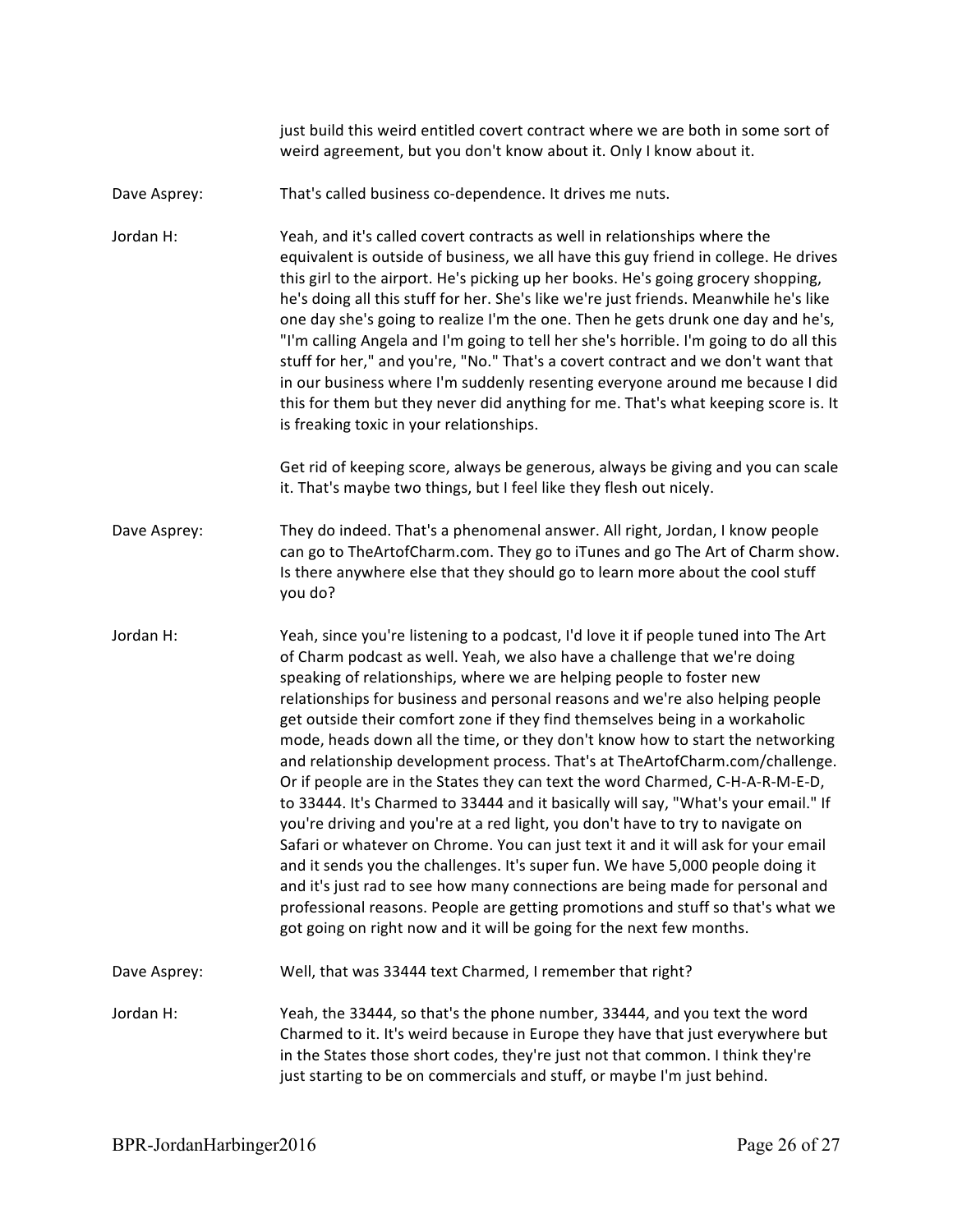just build this weird entitled covert contract where we are both in some sort of weird agreement, but you don't know about it. Only I know about it.

Dave Asprey: That's called business co-dependence. It drives me nuts.

Jordan H: Yeah, and it's called covert contracts as well in relationships where the equivalent is outside of business, we all have this guy friend in college. He drives this girl to the airport. He's picking up her books. He's going grocery shopping, he's doing all this stuff for her. She's like we're just friends. Meanwhile he's like one day she's going to realize I'm the one. Then he gets drunk one day and he's, "I'm calling Angela and I'm going to tell her she's horrible. I'm going to do all this stuff for her," and you're, "No." That's a covert contract and we don't want that in our business where I'm suddenly resenting everyone around me because I did this for them but they never did anything for me. That's what keeping score is. It is freaking toxic in your relationships.

Get rid of keeping score, always be generous, always be giving and you can scale it. That's maybe two things, but I feel like they flesh out nicely.

Dave Asprey: They do indeed. That's a phenomenal answer. All right, Jordan, I know people can go to TheArtofCharm.com. They go to iTunes and go The Art of Charm show. Is there anywhere else that they should go to learn more about the cool stuff you do?

Jordan H: Yeah, since you're listening to a podcast, I'd love it if people tuned into The Art of Charm podcast as well. Yeah, we also have a challenge that we're doing speaking of relationships, where we are helping people to foster new relationships for business and personal reasons and we're also helping people get outside their comfort zone if they find themselves being in a workaholic mode, heads down all the time, or they don't know how to start the networking and relationship development process. That's at TheArtofCharm.com/challenge. Or if people are in the States they can text the word Charmed, C-H-A-R-M-E-D, to 33444. It's Charmed to 33444 and it basically will say, "What's your email." If you're driving and you're at a red light, you don't have to try to navigate on Safari or whatever on Chrome. You can just text it and it will ask for your email and it sends you the challenges. It's super fun. We have 5,000 people doing it and it's just rad to see how many connections are being made for personal and professional reasons. People are getting promotions and stuff so that's what we got going on right now and it will be going for the next few months.

Dave Asprey: Well, that was 33444 text Charmed, I remember that right?

Jordan H: Yeah, the 33444, so that's the phone number, 33444, and you text the word Charmed to it. It's weird because in Europe they have that just everywhere but in the States those short codes, they're just not that common. I think they're just starting to be on commercials and stuff, or maybe I'm just behind.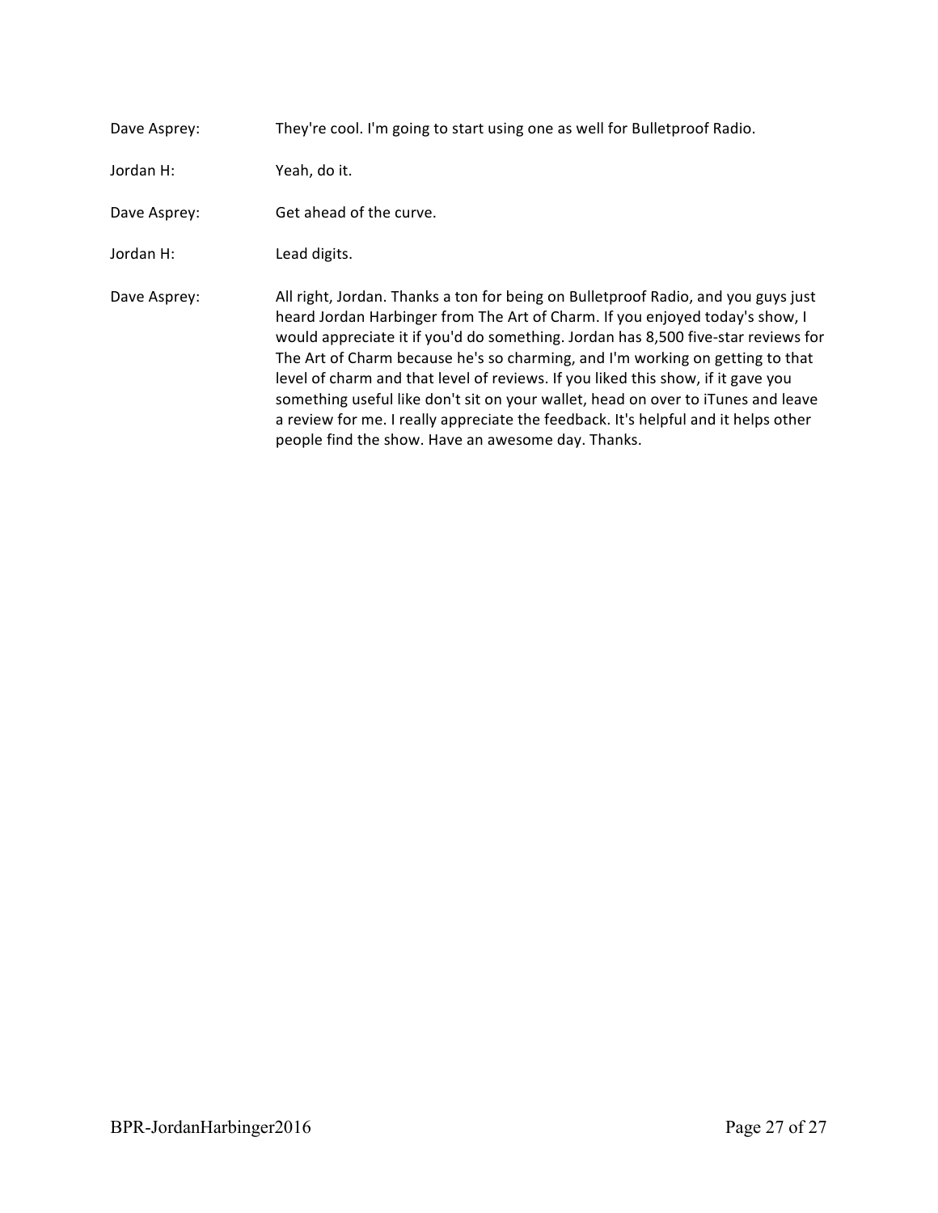Dave Asprey: They're cool. I'm going to start using one as well for Bulletproof Radio.

Jordan H: Yeah, do it.

Dave Asprey: Get ahead of the curve.

Jordan H: Lead digits.

Dave Asprey: All right, Jordan. Thanks a ton for being on Bulletproof Radio, and you guys just heard Jordan Harbinger from The Art of Charm. If you enjoyed today's show, I would appreciate it if you'd do something. Jordan has 8,500 five-star reviews for The Art of Charm because he's so charming, and I'm working on getting to that level of charm and that level of reviews. If you liked this show, if it gave you something useful like don't sit on your wallet, head on over to iTunes and leave a review for me. I really appreciate the feedback. It's helpful and it helps other people find the show. Have an awesome day. Thanks.